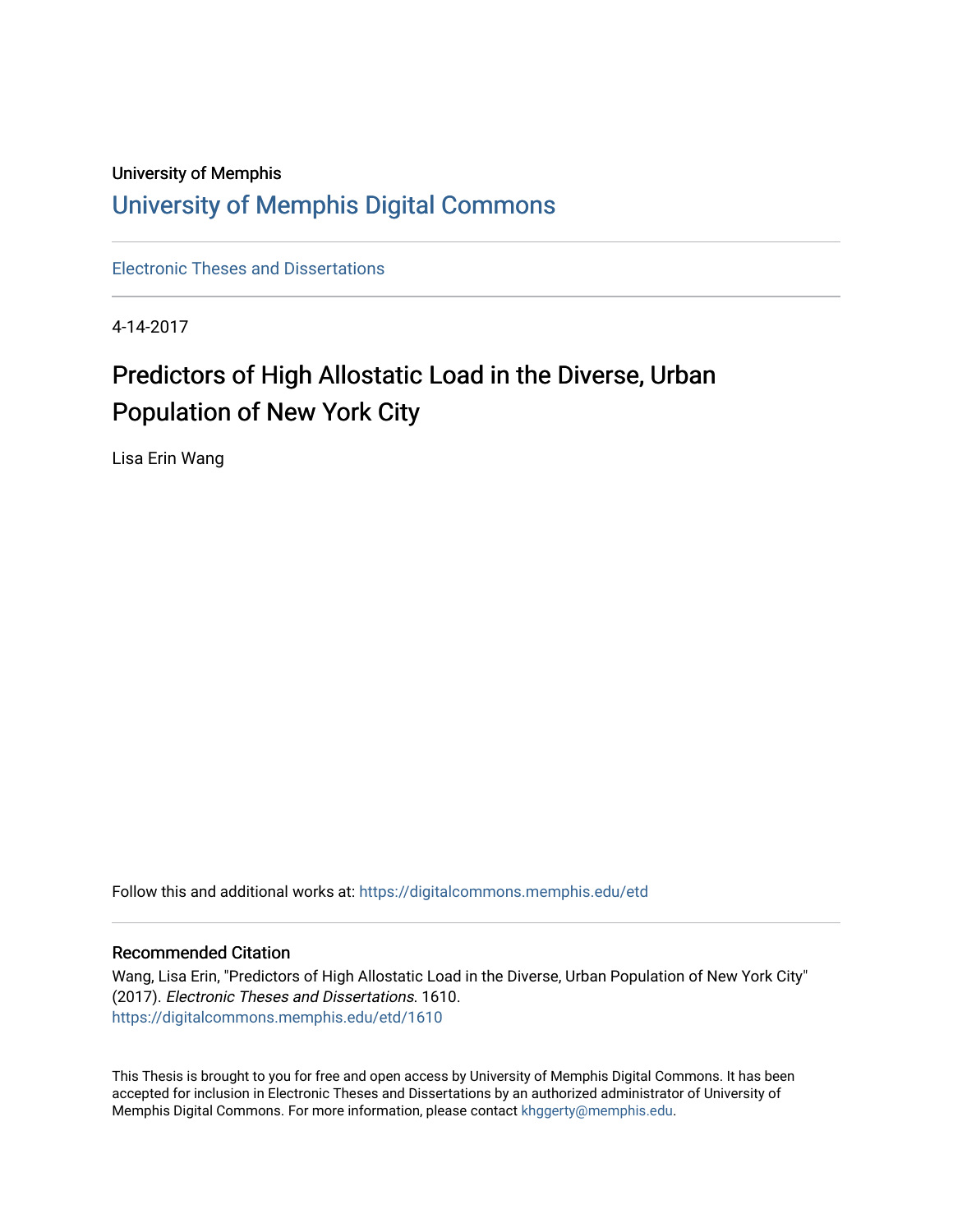University of Memphis

# University of Memphis Digital Commons

Electronic Theses and Dissertations

4-14-2017

## Predictors of High Allostatic Load in the Diverse, Urban Population of New York City

Lisa Erin Wang

Follow this and additional works at: https://digitalcommons.memphis.edu/etd

### Recommended Citation

Wang, Lisa Erin, "Predictors of High Allostatic Load in the Diverse, Urban Population of New York City" (2017). *Electronic Theses and Dissertations*. 1610.
https://digitalcommons.memphis.edu/etd/1610

This Thesis is brought to you for free and open access by University of Memphis Digital Commons. It has been accepted for inclusion in Electronic Theses and Dissertations by an authorized administrator of University of Memphis Digital Commons. For more information, please contact khggerty@memphis.edu.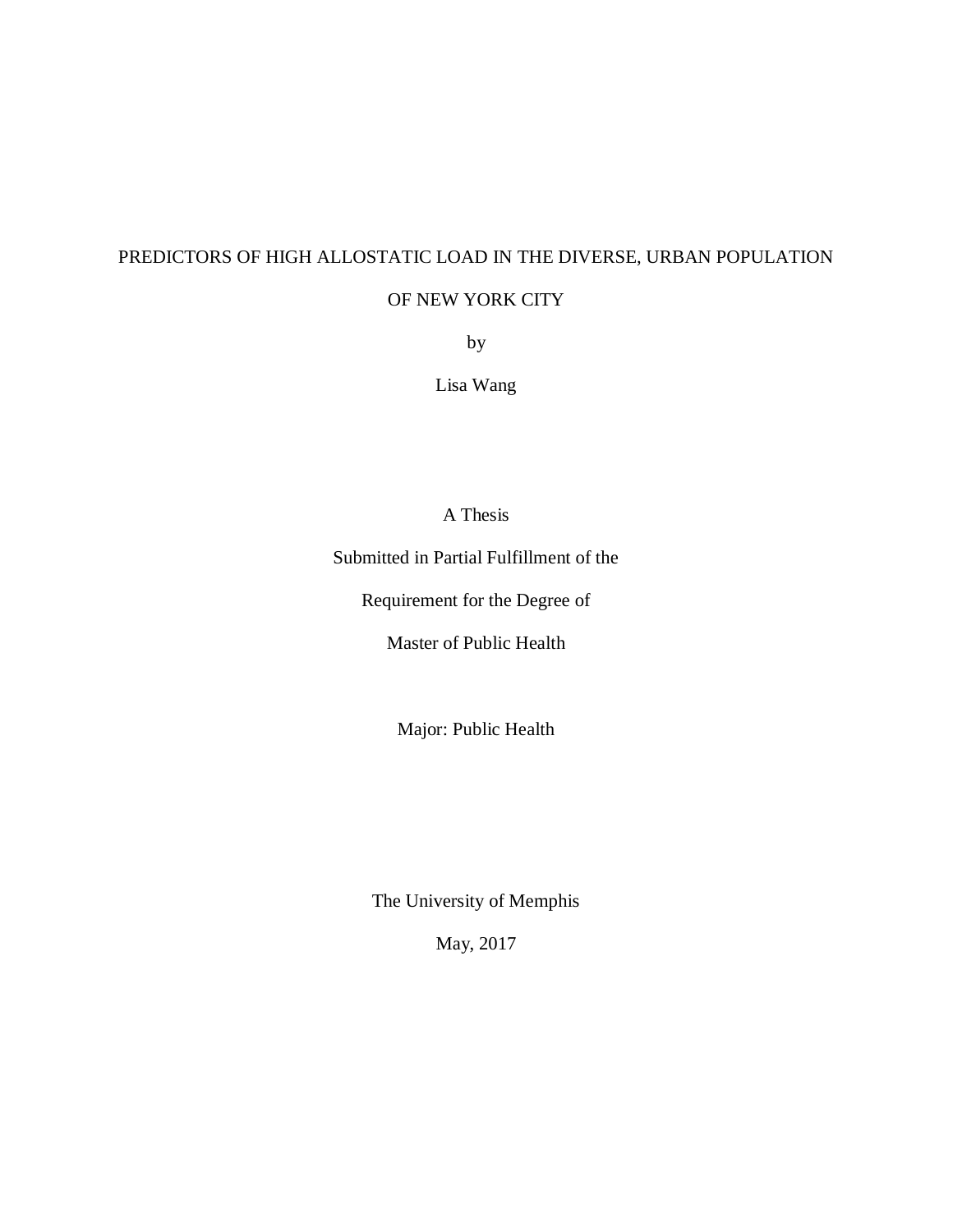# PREDICTORS OF HIGH ALLOSTATIC LOAD IN THE DIVERSE, URBAN POPULATION OF NEW YORK CITY

by

Lisa Wang

A Thesis

Submitted in Partial Fulfillment of the

Requirement for the Degree of

Master of Public Health

Major: Public Health

The University of Memphis

May, 2017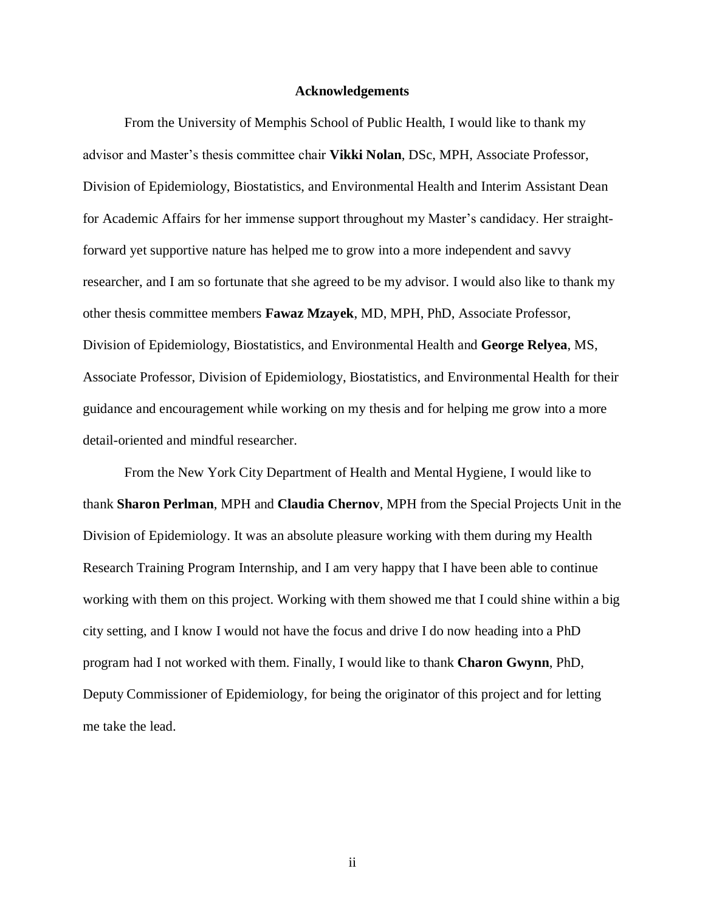## Acknowledgements

From the University of Memphis School of Public Health, I would like to thank my advisor and Master's thesis committee chair **Vikki Nolan**, DSc, MPH, Associate Professor, Division of Epidemiology, Biostatistics, and Environmental Health and Interim Assistant Dean for Academic Affairs for her immense support throughout my Master's candidacy. Her straight-forward yet supportive nature has helped me to grow into a more independent and savvy researcher, and I am so fortunate that she agreed to be my advisor. I would also like to thank my other thesis committee members **Fawaz Mzayek**, MD, MPH, PhD, Associate Professor, Division of Epidemiology, Biostatistics, and Environmental Health and **George Relyea**, MS, Associate Professor, Division of Epidemiology, Biostatistics, and Environmental Health for their guidance and encouragement while working on my thesis and for helping me grow into a more detail-oriented and mindful researcher.

From the New York City Department of Health and Mental Hygiene, I would like to thank **Sharon Perlman**, MPH and **Claudia Chernov**, MPH from the Special Projects Unit in the Division of Epidemiology. It was an absolute pleasure working with them during my Health Research Training Program Internship, and I am very happy that I have been able to continue working with them on this project. Working with them showed me that I could shine within a big city setting, and I know I would not have the focus and drive I do now heading into a PhD program had I not worked with them. Finally, I would like to thank **Charon Gwynn**, PhD, Deputy Commissioner of Epidemiology, for being the originator of this project and for letting me take the lead.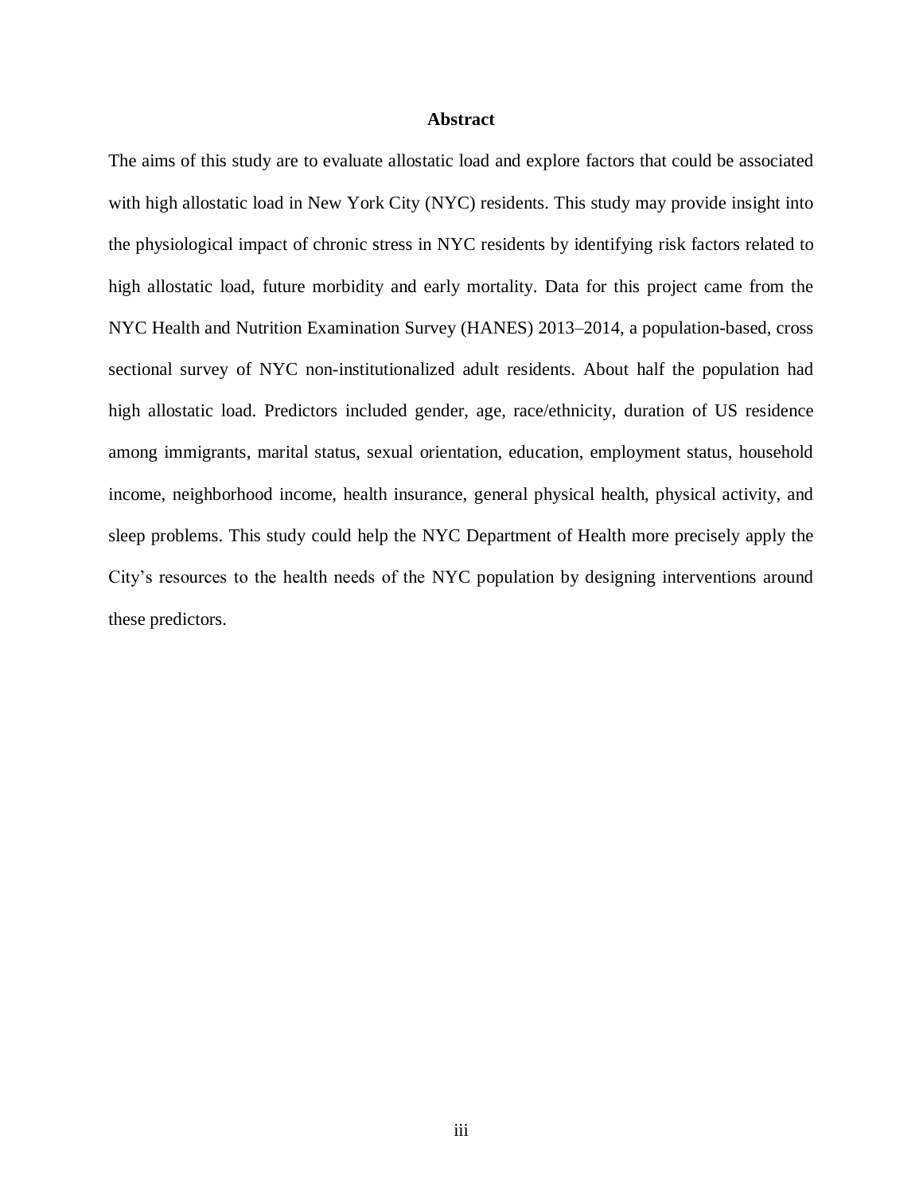# Abstract

The aims of this study are to evaluate allostatic load and explore factors that could be associated with high allostatic load in New York City (NYC) residents. This study may provide insight into the physiological impact of chronic stress in NYC residents by identifying risk factors related to high allostatic load, future morbidity and early mortality. Data for this project came from the NYC Health and Nutrition Examination Survey (HANES) 2013–2014, a population-based, cross sectional survey of NYC non-institutionalized adult residents. About half the population had high allostatic load. Predictors included gender, age, race/ethnicity, duration of US residence among immigrants, marital status, sexual orientation, education, employment status, household income, neighborhood income, health insurance, general physical health, physical activity, and sleep problems. This study could help the NYC Department of Health more precisely apply the City's resources to the health needs of the NYC population by designing interventions around these predictors.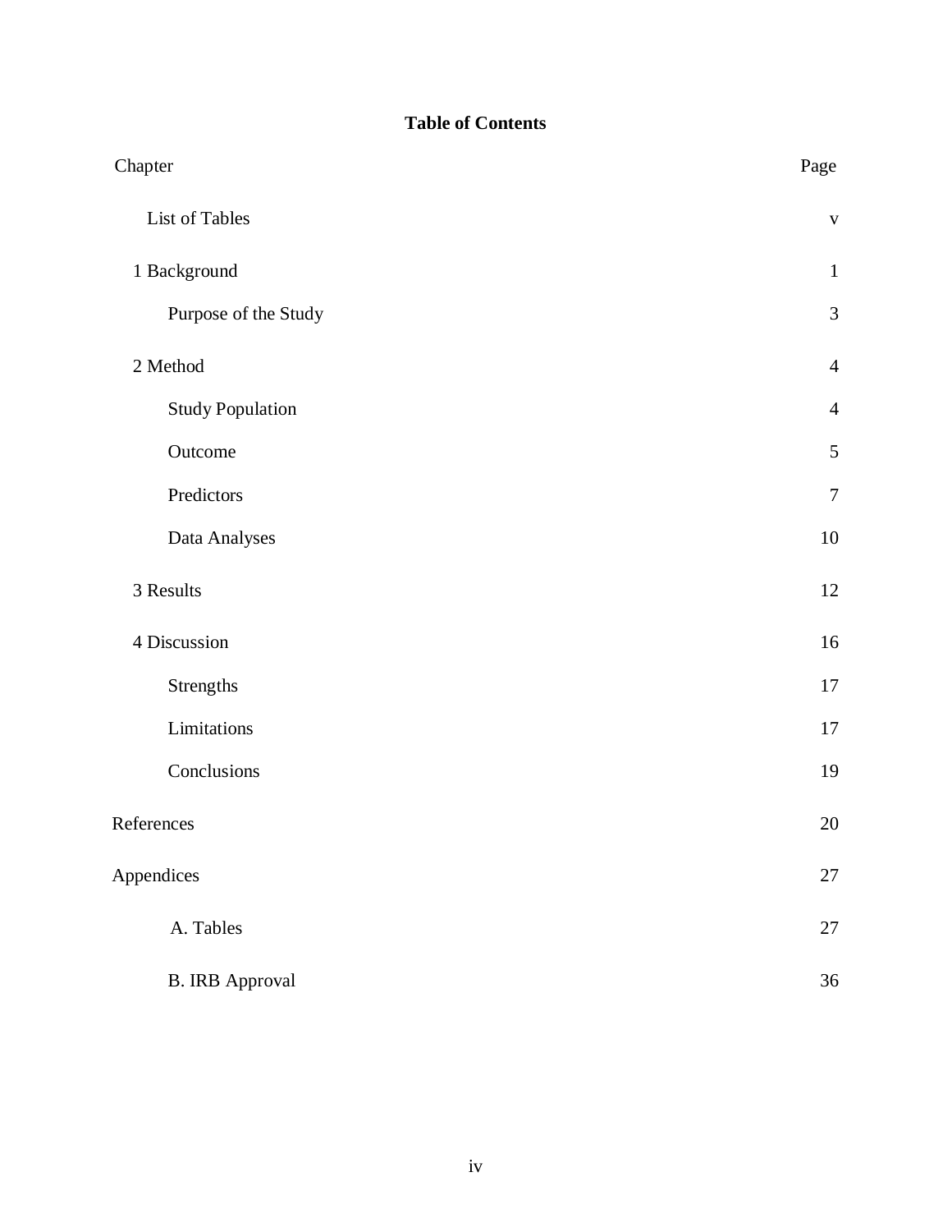# Table of Contents

| Chapter | Page |
|---|---|
| List of Tables | v |
| 1 Background | 1 |
| Purpose of the Study | 3 |
| 2 Method | 4 |
| Study Population | 4 |
| Outcome | 5 |
| Predictors | 7 |
| Data Analyses | 10 |
| 3 Results | 12 |
| 4 Discussion | 16 |
| Strengths | 17 |
| Limitations | 17 |
| Conclusions | 19 |
| References | 20 |
| Appendices | 27 |
| A. Tables | 27 |
| B. IRB Approval | 36 |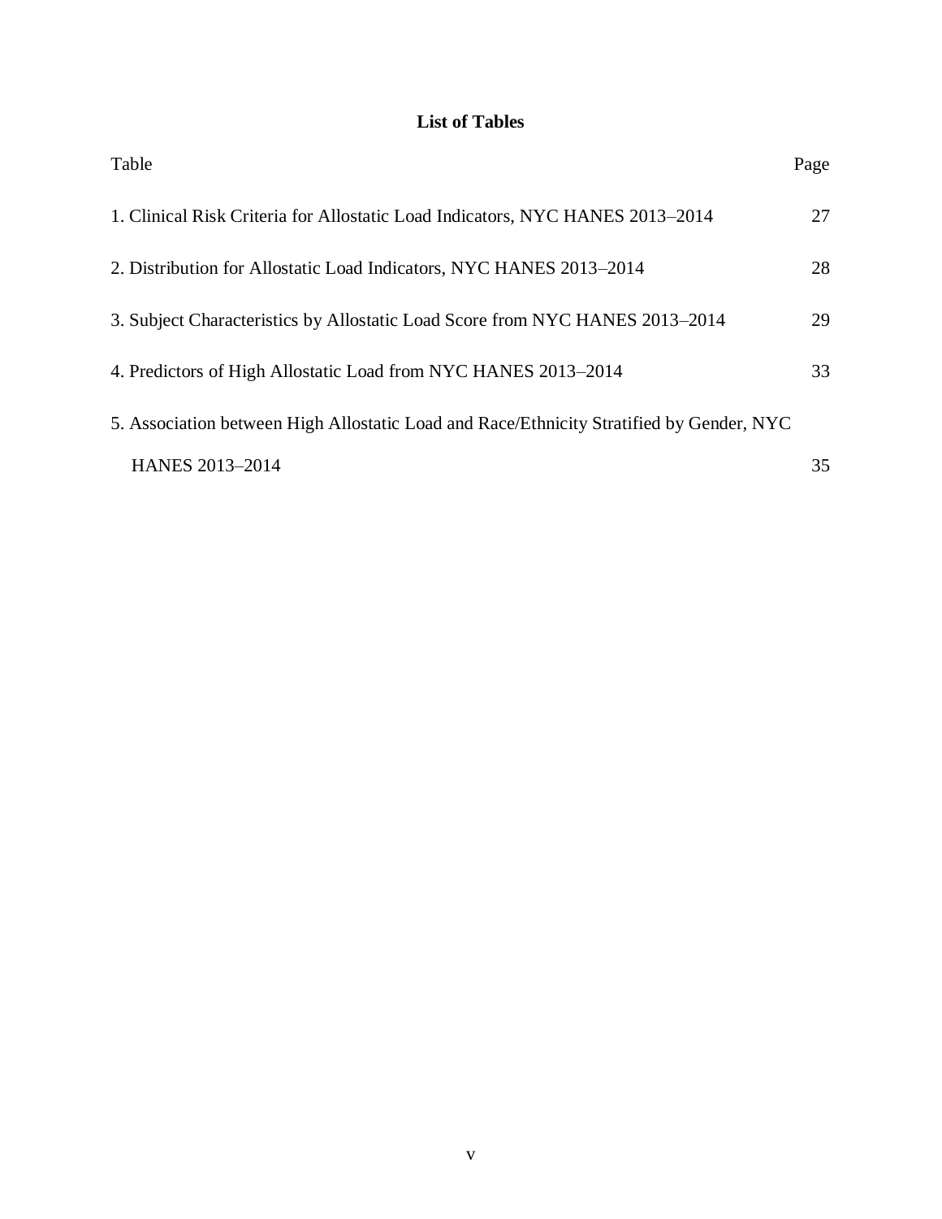## List of Tables

| Table | Page |
|---|---|
| 1. Clinical Risk Criteria for Allostatic Load Indicators, NYC HANES 2013–2014 | 27 |
| 2. Distribution for Allostatic Load Indicators, NYC HANES 2013–2014 | 28 |
| 3. Subject Characteristics by Allostatic Load Score from NYC HANES 2013–2014 | 29 |
| 4. Predictors of High Allostatic Load from NYC HANES 2013–2014 | 33 |
| 5. Association between High Allostatic Load and Race/Ethnicity Stratified by Gender, NYC HANES 2013–2014 | 35 |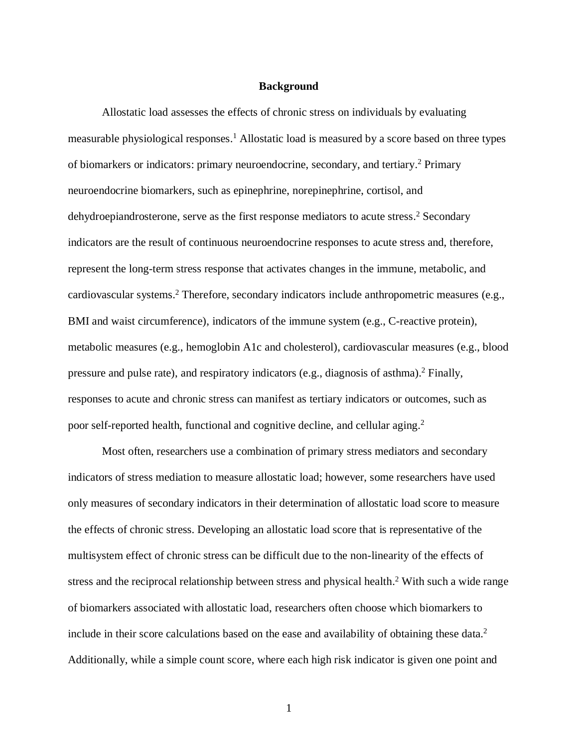## Background

Allostatic load assesses the effects of chronic stress on individuals by evaluating measurable physiological responses.[1] Allostatic load is measured by a score based on three types of biomarkers or indicators: primary neuroendocrine, secondary, and tertiary.[2] Primary neuroendocrine biomarkers, such as epinephrine, norepinephrine, cortisol, and dehydroepiandrosterone, serve as the first response mediators to acute stress.[2] Secondary indicators are the result of continuous neuroendocrine responses to acute stress and, therefore, represent the long-term stress response that activates changes in the immune, metabolic, and cardiovascular systems.[2] Therefore, secondary indicators include anthropometric measures (e.g., BMI and waist circumference), indicators of the immune system (e.g., C-reactive protein), metabolic measures (e.g., hemoglobin A1c and cholesterol), cardiovascular measures (e.g., blood pressure and pulse rate), and respiratory indicators (e.g., diagnosis of asthma).[2] Finally, responses to acute and chronic stress can manifest as tertiary indicators or outcomes, such as poor self-reported health, functional and cognitive decline, and cellular aging.[2]

Most often, researchers use a combination of primary stress mediators and secondary indicators of stress mediation to measure allostatic load; however, some researchers have used only measures of secondary indicators in their determination of allostatic load score to measure the effects of chronic stress. Developing an allostatic load score that is representative of the multisystem effect of chronic stress can be difficult due to the non-linearity of the effects of stress and the reciprocal relationship between stress and physical health.[2] With such a wide range of biomarkers associated with allostatic load, researchers often choose which biomarkers to include in their score calculations based on the ease and availability of obtaining these data.[2] Additionally, while a simple count score, where each high risk indicator is given one point and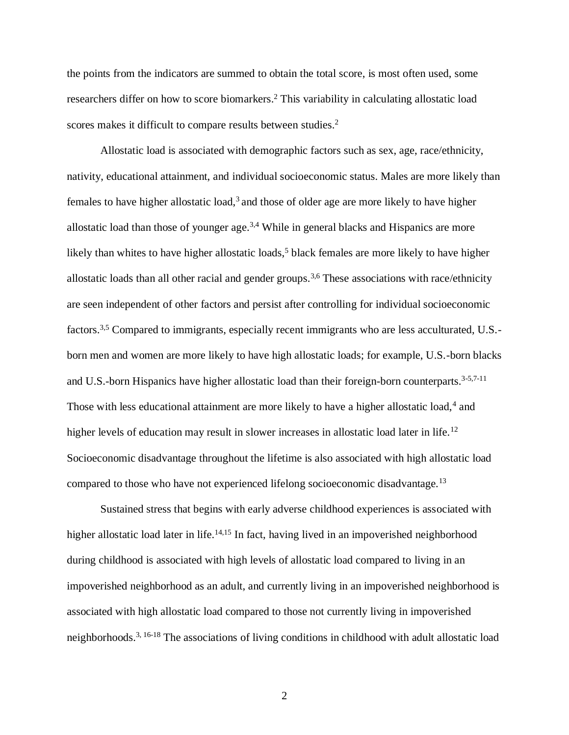the points from the indicators are summed to obtain the total score, is most often used, some researchers differ on how to score biomarkers.[2] This variability in calculating allostatic load scores makes it difficult to compare results between studies.[2]

Allostatic load is associated with demographic factors such as sex, age, race/ethnicity, nativity, educational attainment, and individual socioeconomic status. Males are more likely than females to have higher allostatic load,[3] and those of older age are more likely to have higher allostatic load than those of younger age.[3,4] While in general blacks and Hispanics are more likely than whites to have higher allostatic loads,[5] black females are more likely to have higher allostatic loads than all other racial and gender groups.[3,6] These associations with race/ethnicity are seen independent of other factors and persist after controlling for individual socioeconomic factors.[3,5] Compared to immigrants, especially recent immigrants who are less acculturated, U.S.-born men and women are more likely to have high allostatic loads; for example, U.S.-born blacks and U.S.-born Hispanics have higher allostatic load than their foreign-born counterparts.[3-5,7-11] Those with less educational attainment are more likely to have a higher allostatic load,[4] and higher levels of education may result in slower increases in allostatic load later in life.[12] Socioeconomic disadvantage throughout the lifetime is also associated with high allostatic load compared to those who have not experienced lifelong socioeconomic disadvantage.[13]

Sustained stress that begins with early adverse childhood experiences is associated with higher allostatic load later in life.[14,15] In fact, having lived in an impoverished neighborhood during childhood is associated with high levels of allostatic load compared to living in an impoverished neighborhood as an adult, and currently living in an impoverished neighborhood is associated with high allostatic load compared to those not currently living in impoverished neighborhoods.[3, 16-18] The associations of living conditions in childhood with adult allostatic load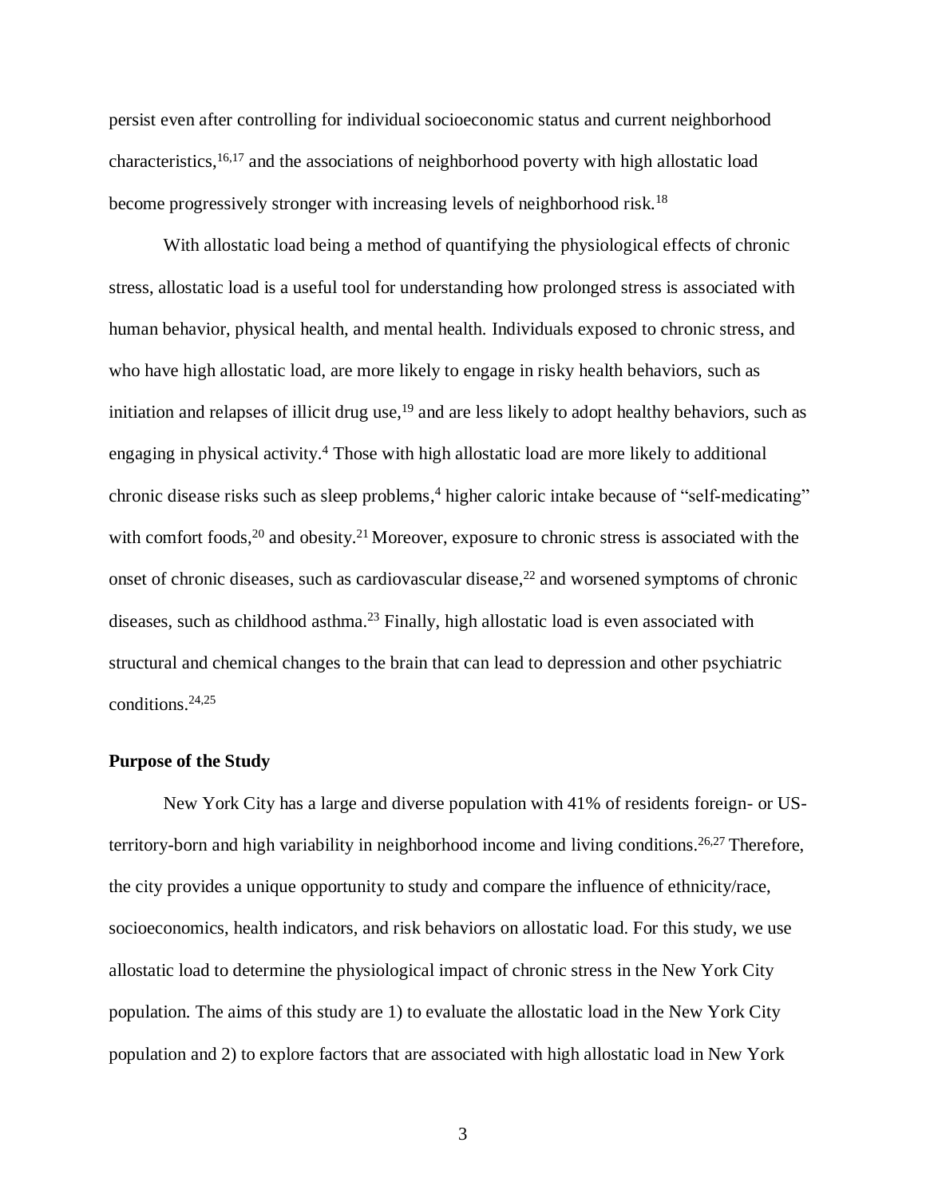persist even after controlling for individual socioeconomic status and current neighborhood characteristics,[16,17] and the associations of neighborhood poverty with high allostatic load become progressively stronger with increasing levels of neighborhood risk.[18]

With allostatic load being a method of quantifying the physiological effects of chronic stress, allostatic load is a useful tool for understanding how prolonged stress is associated with human behavior, physical health, and mental health. Individuals exposed to chronic stress, and who have high allostatic load, are more likely to engage in risky health behaviors, such as initiation and relapses of illicit drug use,[19] and are less likely to adopt healthy behaviors, such as engaging in physical activity.[4] Those with high allostatic load are more likely to additional chronic disease risks such as sleep problems,[4] higher caloric intake because of "self-medicating" with comfort foods,[20] and obesity.[21] Moreover, exposure to chronic stress is associated with the onset of chronic diseases, such as cardiovascular disease,[22] and worsened symptoms of chronic diseases, such as childhood asthma.[23] Finally, high allostatic load is even associated with structural and chemical changes to the brain that can lead to depression and other psychiatric conditions.[24,25]

**Purpose of the Study**

New York City has a large and diverse population with 41% of residents foreign- or US-territory-born and high variability in neighborhood income and living conditions.[26,27] Therefore, the city provides a unique opportunity to study and compare the influence of ethnicity/race, socioeconomics, health indicators, and risk behaviors on allostatic load. For this study, we use allostatic load to determine the physiological impact of chronic stress in the New York City population. The aims of this study are 1) to evaluate the allostatic load in the New York City population and 2) to explore factors that are associated with high allostatic load in New York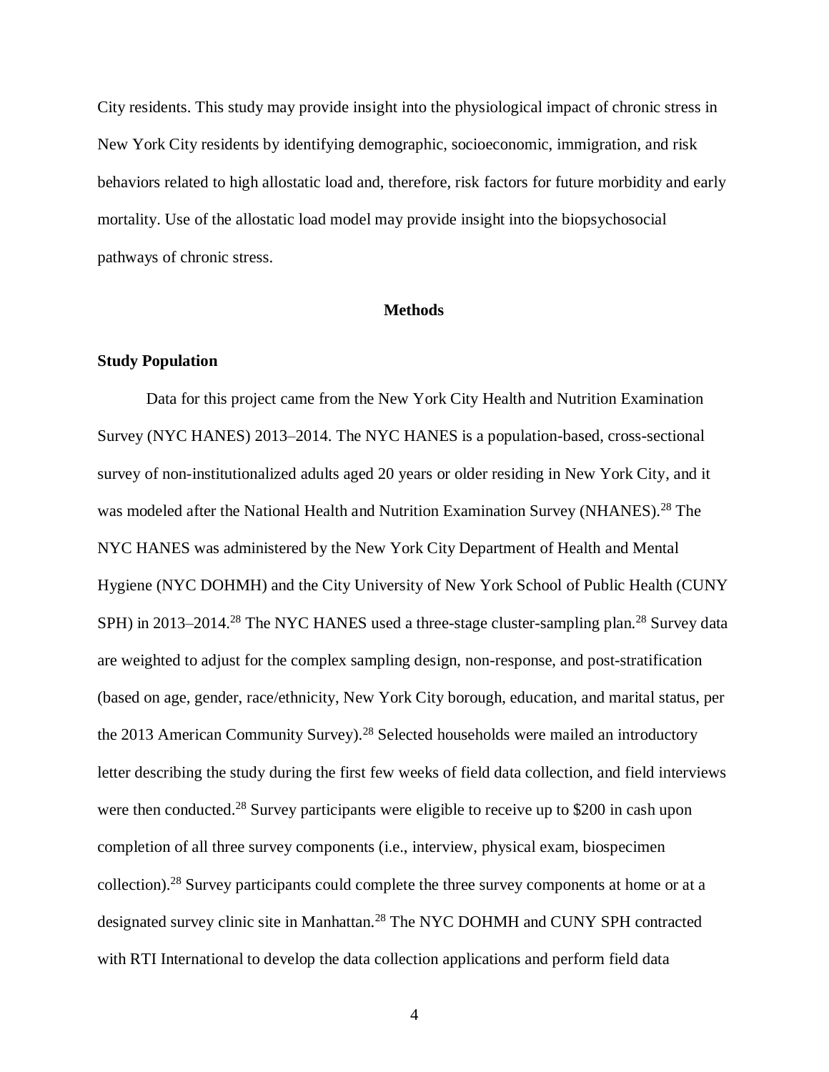City residents. This study may provide insight into the physiological impact of chronic stress in New York City residents by identifying demographic, socioeconomic, immigration, and risk behaviors related to high allostatic load and, therefore, risk factors for future morbidity and early mortality. Use of the allostatic load model may provide insight into the biopsychosocial pathways of chronic stress.

## Methods

### Study Population

Data for this project came from the New York City Health and Nutrition Examination Survey (NYC HANES) 2013–2014. The NYC HANES is a population-based, cross-sectional survey of non-institutionalized adults aged 20 years or older residing in New York City, and it was modeled after the National Health and Nutrition Examination Survey (NHANES).[28] The NYC HANES was administered by the New York City Department of Health and Mental Hygiene (NYC DOHMH) and the City University of New York School of Public Health (CUNY SPH) in 2013–2014.[28] The NYC HANES used a three-stage cluster-sampling plan.[28] Survey data are weighted to adjust for the complex sampling design, non-response, and post-stratification (based on age, gender, race/ethnicity, New York City borough, education, and marital status, per the 2013 American Community Survey).[28] Selected households were mailed an introductory letter describing the study during the first few weeks of field data collection, and field interviews were then conducted.[28] Survey participants were eligible to receive up to $200 in cash upon completion of all three survey components (i.e., interview, physical exam, biospecimen collection).[28] Survey participants could complete the three survey components at home or at a designated survey clinic site in Manhattan.[28] The NYC DOHMH and CUNY SPH contracted with RTI International to develop the data collection applications and perform field data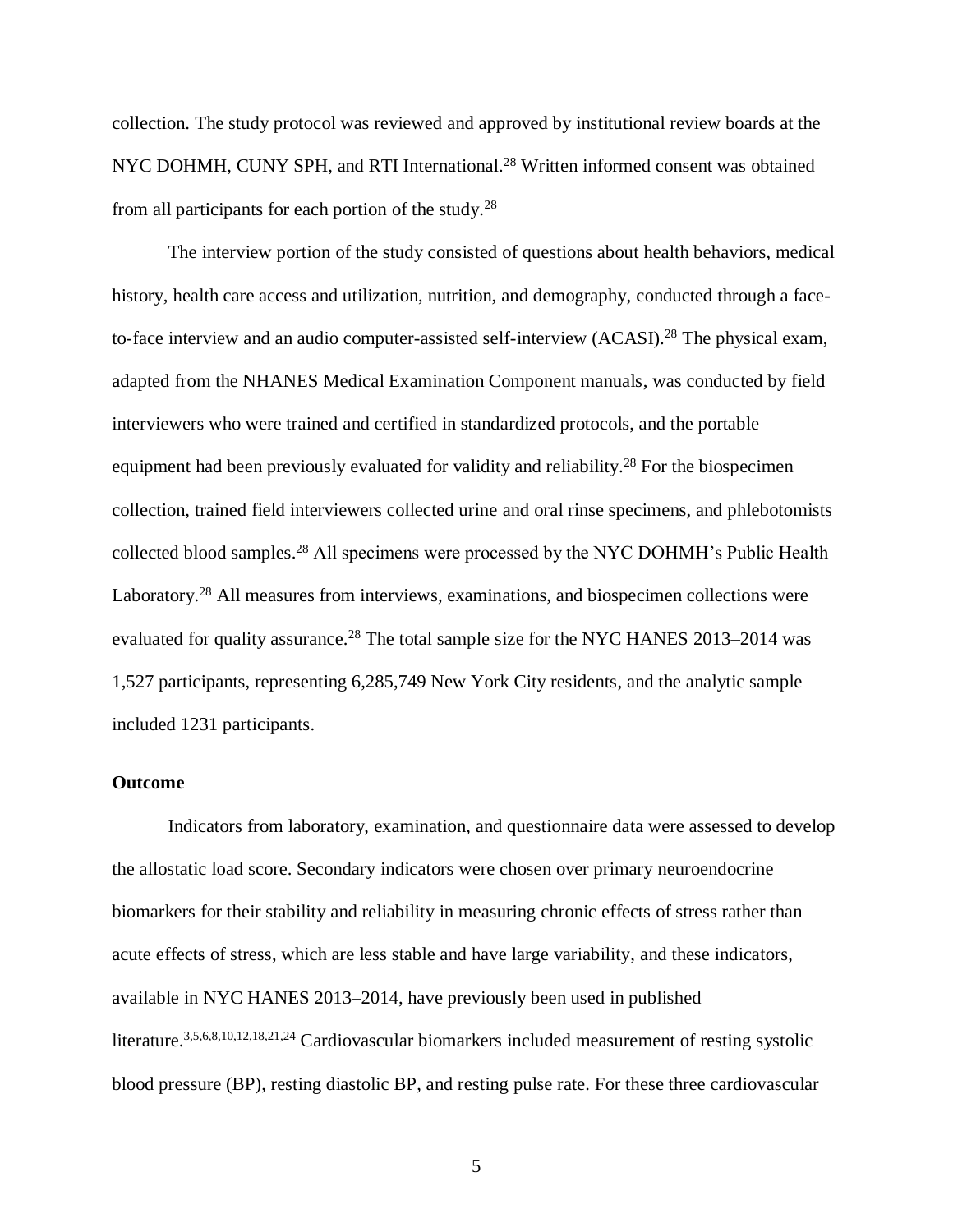collection. The study protocol was reviewed and approved by institutional review boards at the NYC DOHMH, CUNY SPH, and RTI International.[28] Written informed consent was obtained from all participants for each portion of the study.[28]

The interview portion of the study consisted of questions about health behaviors, medical history, health care access and utilization, nutrition, and demography, conducted through a face-to-face interview and an audio computer-assisted self-interview (ACASI).[28] The physical exam, adapted from the NHANES Medical Examination Component manuals, was conducted by field interviewers who were trained and certified in standardized protocols, and the portable equipment had been previously evaluated for validity and reliability.[28] For the biospecimen collection, trained field interviewers collected urine and oral rinse specimens, and phlebotomists collected blood samples.[28] All specimens were processed by the NYC DOHMH's Public Health Laboratory.[28] All measures from interviews, examinations, and biospecimen collections were evaluated for quality assurance.[28] The total sample size for the NYC HANES 2013–2014 was 1,527 participants, representing 6,285,749 New York City residents, and the analytic sample included 1231 participants.

**Outcome**

Indicators from laboratory, examination, and questionnaire data were assessed to develop the allostatic load score. Secondary indicators were chosen over primary neuroendocrine biomarkers for their stability and reliability in measuring chronic effects of stress rather than acute effects of stress, which are less stable and have large variability, and these indicators, available in NYC HANES 2013–2014, have previously been used in published literature.[3,5,6,8,10,12,18,21,24] Cardiovascular biomarkers included measurement of resting systolic blood pressure (BP), resting diastolic BP, and resting pulse rate. For these three cardiovascular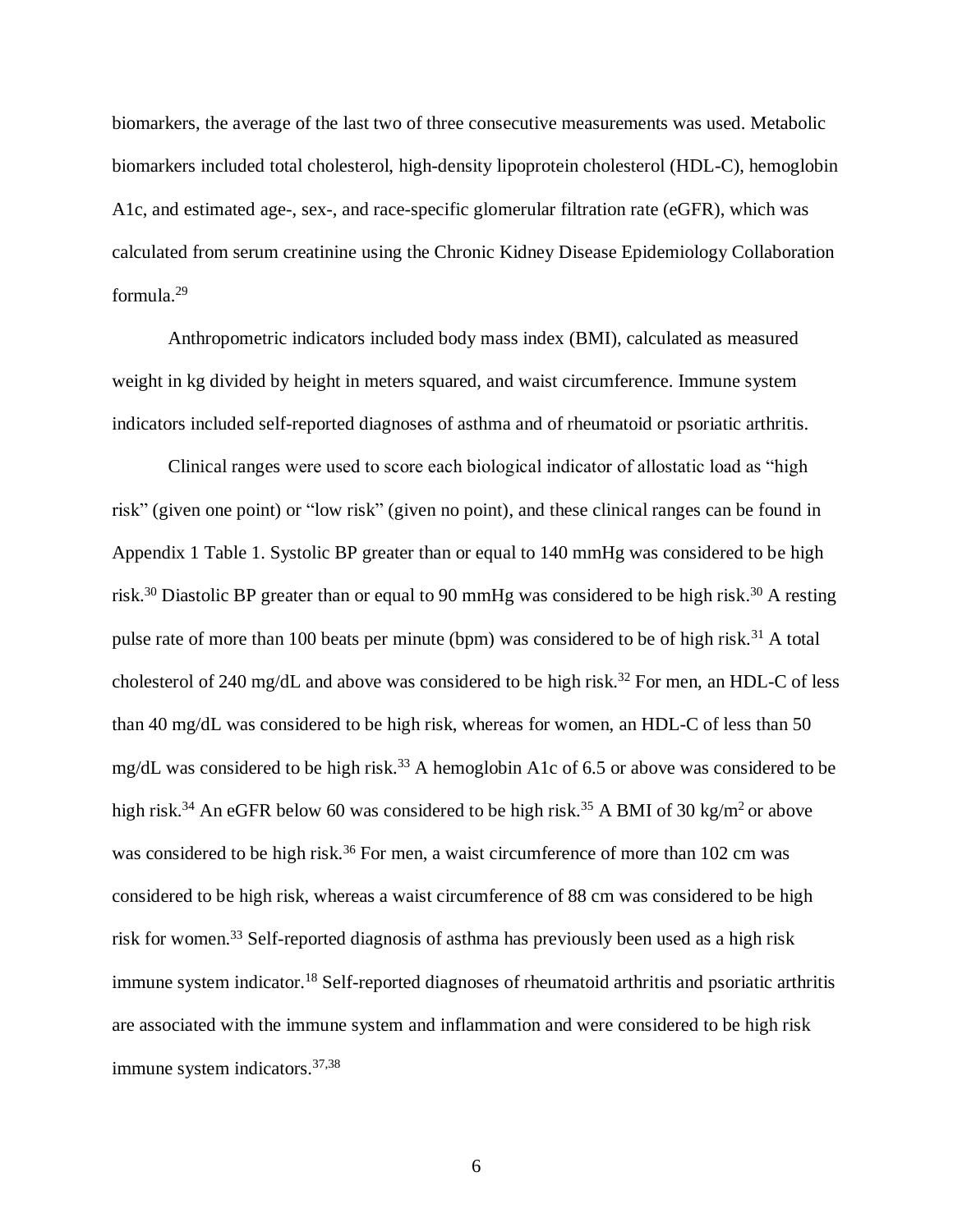biomarkers, the average of the last two of three consecutive measurements was used. Metabolic biomarkers included total cholesterol, high-density lipoprotein cholesterol (HDL-C), hemoglobin A1c, and estimated age-, sex-, and race-specific glomerular filtration rate (eGFR), which was calculated from serum creatinine using the Chronic Kidney Disease Epidemiology Collaboration formula.[29]

Anthropometric indicators included body mass index (BMI), calculated as measured weight in kg divided by height in meters squared, and waist circumference. Immune system indicators included self-reported diagnoses of asthma and of rheumatoid or psoriatic arthritis.

Clinical ranges were used to score each biological indicator of allostatic load as "high risk" (given one point) or "low risk" (given no point), and these clinical ranges can be found in Appendix 1 Table 1. Systolic BP greater than or equal to 140 mmHg was considered to be high risk.[30] Diastolic BP greater than or equal to 90 mmHg was considered to be high risk.[30] A resting pulse rate of more than 100 beats per minute (bpm) was considered to be of high risk.[31] A total cholesterol of 240 mg/dL and above was considered to be high risk.[32] For men, an HDL-C of less than 40 mg/dL was considered to be high risk, whereas for women, an HDL-C of less than 50 mg/dL was considered to be high risk.[33] A hemoglobin A1c of 6.5 or above was considered to be high risk.[34] An eGFR below 60 was considered to be high risk.[35] A BMI of 30 $kg/m^2$ or above was considered to be high risk.[36] For men, a waist circumference of more than 102 cm was considered to be high risk, whereas a waist circumference of 88 cm was considered to be high risk for women.[33] Self-reported diagnosis of asthma has previously been used as a high risk immune system indicator.[18] Self-reported diagnoses of rheumatoid arthritis and psoriatic arthritis are associated with the immune system and inflammation and were considered to be high risk immune system indicators.[37,38]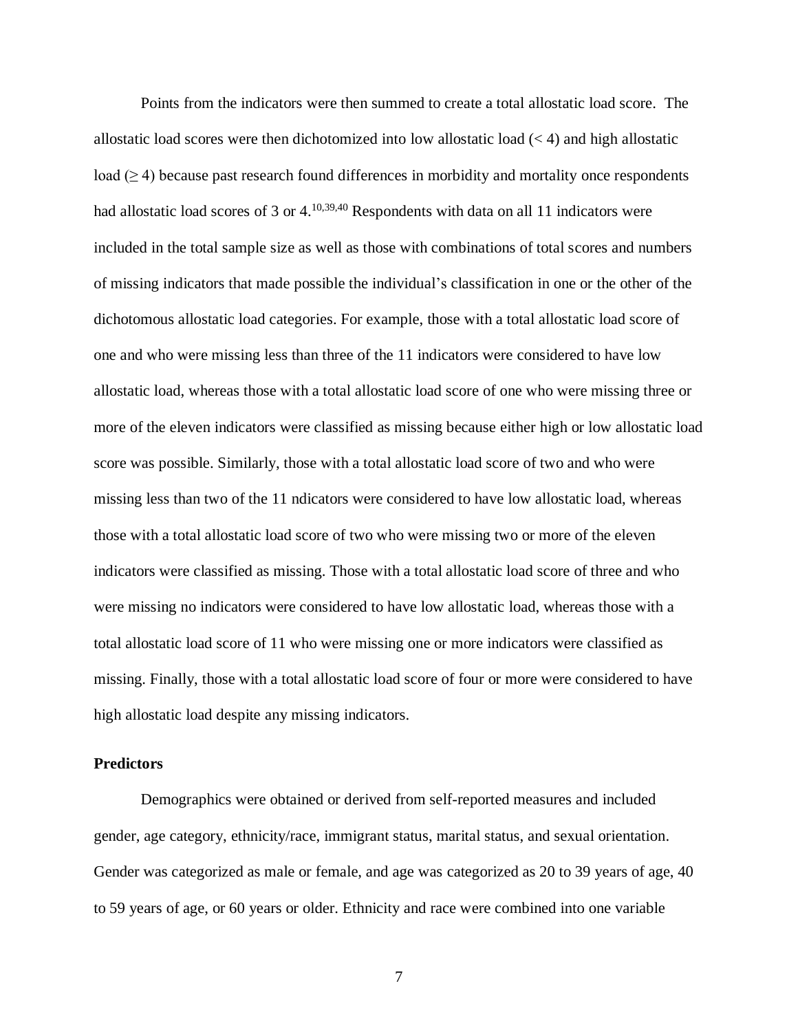Points from the indicators were then summed to create a total allostatic load score. The allostatic load scores were then dichotomized into low allostatic load (< 4) and high allostatic load (≥ 4) because past research found differences in morbidity and mortality once respondents had allostatic load scores of 3 or 4.[10,39,40] Respondents with data on all 11 indicators were included in the total sample size as well as those with combinations of total scores and numbers of missing indicators that made possible the individual's classification in one or the other of the dichotomous allostatic load categories. For example, those with a total allostatic load score of one and who were missing less than three of the 11 indicators were considered to have low allostatic load, whereas those with a total allostatic load score of one who were missing three or more of the eleven indicators were classified as missing because either high or low allostatic load score was possible. Similarly, those with a total allostatic load score of two and who were missing less than two of the 11 ndicators were considered to have low allostatic load, whereas those with a total allostatic load score of two who were missing two or more of the eleven indicators were classified as missing. Those with a total allostatic load score of three and who were missing no indicators were considered to have low allostatic load, whereas those with a total allostatic load score of 11 who were missing one or more indicators were classified as missing. Finally, those with a total allostatic load score of four or more were considered to have high allostatic load despite any missing indicators.

**Predictors**

Demographics were obtained or derived from self-reported measures and included gender, age category, ethnicity/race, immigrant status, marital status, and sexual orientation. Gender was categorized as male or female, and age was categorized as 20 to 39 years of age, 40 to 59 years of age, or 60 years or older. Ethnicity and race were combined into one variable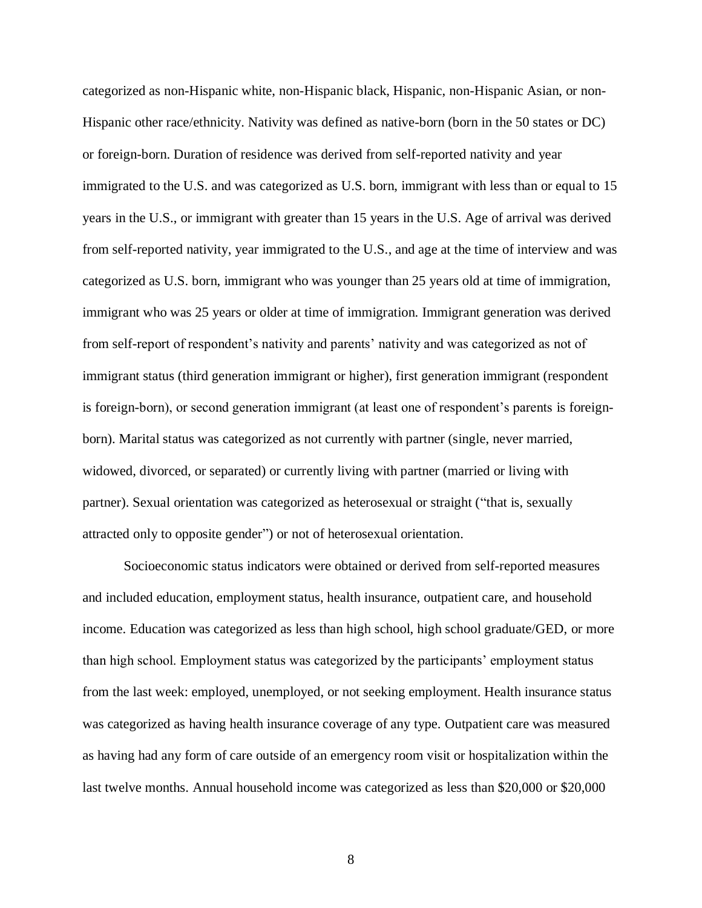categorized as non-Hispanic white, non-Hispanic black, Hispanic, non-Hispanic Asian, or non-Hispanic other race/ethnicity. Nativity was defined as native-born (born in the 50 states or DC) or foreign-born. Duration of residence was derived from self-reported nativity and year immigrated to the U.S. and was categorized as U.S. born, immigrant with less than or equal to 15 years in the U.S., or immigrant with greater than 15 years in the U.S. Age of arrival was derived from self-reported nativity, year immigrated to the U.S., and age at the time of interview and was categorized as U.S. born, immigrant who was younger than 25 years old at time of immigration, immigrant who was 25 years or older at time of immigration. Immigrant generation was derived from self-report of respondent's nativity and parents' nativity and was categorized as not of immigrant status (third generation immigrant or higher), first generation immigrant (respondent is foreign-born), or second generation immigrant (at least one of respondent's parents is foreign-born). Marital status was categorized as not currently with partner (single, never married, widowed, divorced, or separated) or currently living with partner (married or living with partner). Sexual orientation was categorized as heterosexual or straight ("that is, sexually attracted only to opposite gender") or not of heterosexual orientation.

Socioeconomic status indicators were obtained or derived from self-reported measures and included education, employment status, health insurance, outpatient care, and household income. Education was categorized as less than high school, high school graduate/GED, or more than high school. Employment status was categorized by the participants' employment status from the last week: employed, unemployed, or not seeking employment. Health insurance status was categorized as having health insurance coverage of any type. Outpatient care was measured as having had any form of care outside of an emergency room visit or hospitalization within the last twelve months. Annual household income was categorized as less than $20,000 or $20,000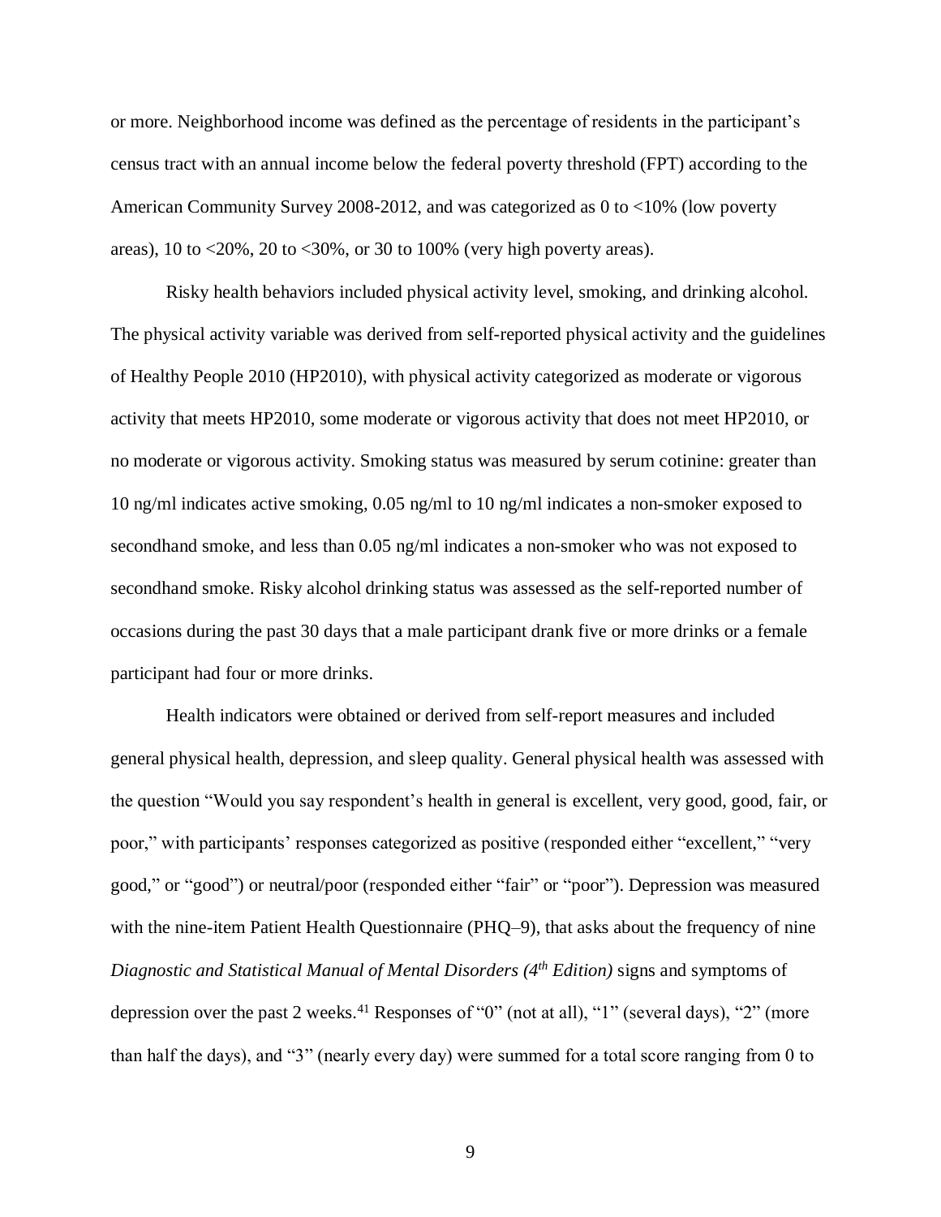or more. Neighborhood income was defined as the percentage of residents in the participant's census tract with an annual income below the federal poverty threshold (FPT) according to the American Community Survey 2008-2012, and was categorized as 0 to <10% (low poverty areas), 10 to <20%, 20 to <30%, or 30 to 100% (very high poverty areas).

Risky health behaviors included physical activity level, smoking, and drinking alcohol. The physical activity variable was derived from self-reported physical activity and the guidelines of Healthy People 2010 (HP2010), with physical activity categorized as moderate or vigorous activity that meets HP2010, some moderate or vigorous activity that does not meet HP2010, or no moderate or vigorous activity. Smoking status was measured by serum cotinine: greater than 10 ng/ml indicates active smoking, 0.05 ng/ml to 10 ng/ml indicates a non-smoker exposed to secondhand smoke, and less than 0.05 ng/ml indicates a non-smoker who was not exposed to secondhand smoke. Risky alcohol drinking status was assessed as the self-reported number of occasions during the past 30 days that a male participant drank five or more drinks or a female participant had four or more drinks.

Health indicators were obtained or derived from self-report measures and included general physical health, depression, and sleep quality. General physical health was assessed with the question "Would you say respondent's health in general is excellent, very good, good, fair, or poor," with participants' responses categorized as positive (responded either "excellent," "very good," or "good") or neutral/poor (responded either "fair" or "poor"). Depression was measured with the nine-item Patient Health Questionnaire (PHQ–9), that asks about the frequency of nine *Diagnostic and Statistical Manual of Mental Disorders (4th Edition)* signs and symptoms of depression over the past 2 weeks.[41] Responses of "0" (not at all), "1" (several days), "2" (more than half the days), and "3" (nearly every day) were summed for a total score ranging from 0 to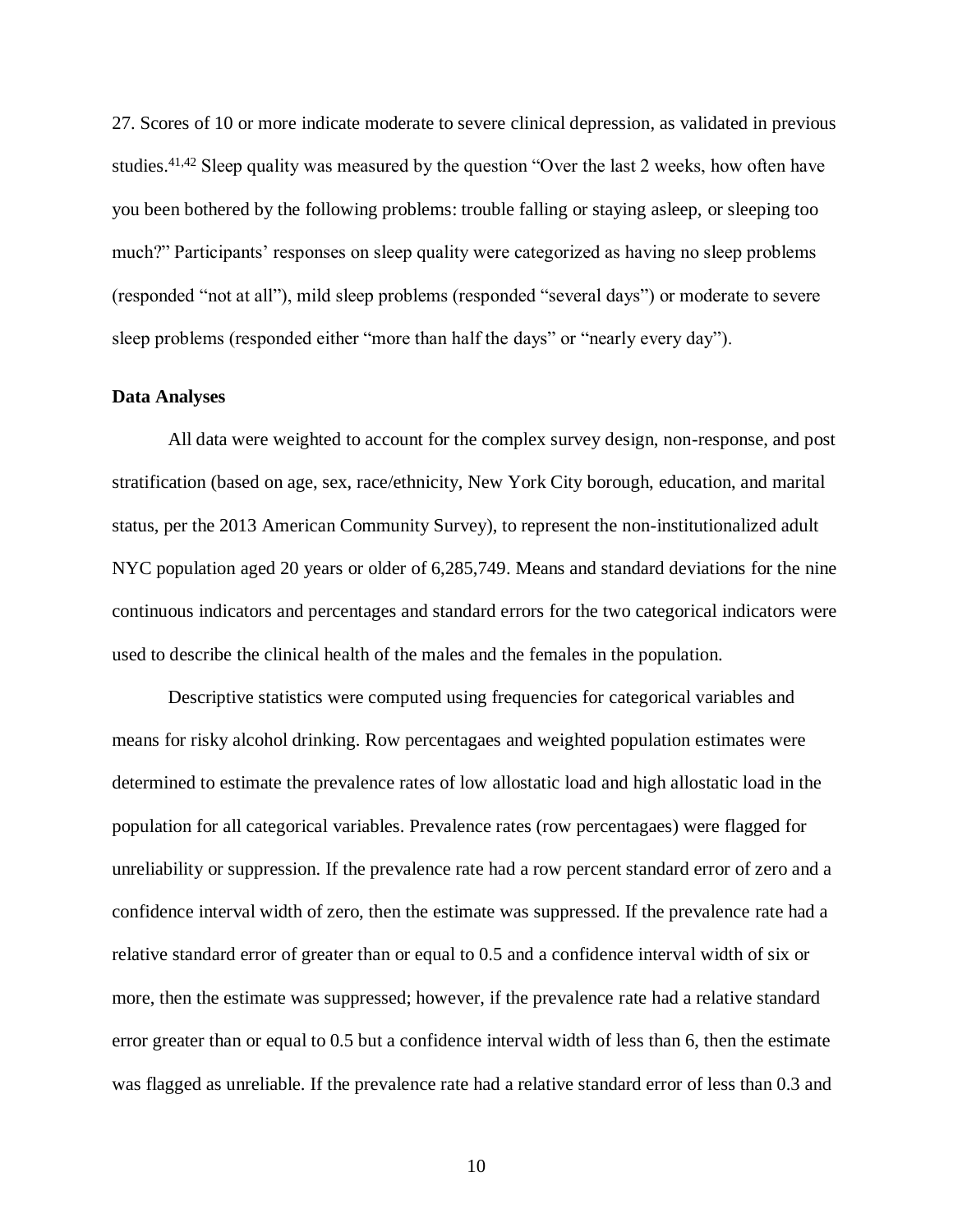27. Scores of 10 or more indicate moderate to severe clinical depression, as validated in previous studies.[41,42] Sleep quality was measured by the question "Over the last 2 weeks, how often have you been bothered by the following problems: trouble falling or staying asleep, or sleeping too much?" Participants' responses on sleep quality were categorized as having no sleep problems (responded "not at all"), mild sleep problems (responded "several days") or moderate to severe sleep problems (responded either "more than half the days" or "nearly every day").

**Data Analyses**

All data were weighted to account for the complex survey design, non-response, and post stratification (based on age, sex, race/ethnicity, New York City borough, education, and marital status, per the 2013 American Community Survey), to represent the non-institutionalized adult NYC population aged 20 years or older of 6,285,749. Means and standard deviations for the nine continuous indicators and percentages and standard errors for the two categorical indicators were used to describe the clinical health of the males and the females in the population.

Descriptive statistics were computed using frequencies for categorical variables and means for risky alcohol drinking. Row percentagaes and weighted population estimates were determined to estimate the prevalence rates of low allostatic load and high allostatic load in the population for all categorical variables. Prevalence rates (row percentagaes) were flagged for unreliability or suppression. If the prevalence rate had a row percent standard error of zero and a confidence interval width of zero, then the estimate was suppressed. If the prevalence rate had a relative standard error of greater than or equal to 0.5 and a confidence interval width of six or more, then the estimate was suppressed; however, if the prevalence rate had a relative standard error greater than or equal to 0.5 but a confidence interval width of less than 6, then the estimate was flagged as unreliable. If the prevalence rate had a relative standard error of less than 0.3 and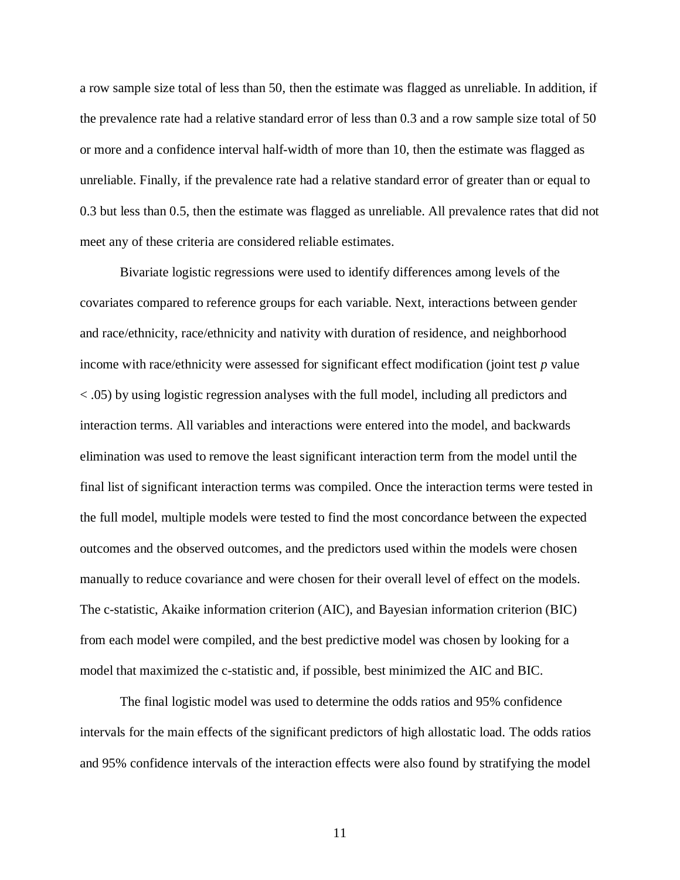a row sample size total of less than 50, then the estimate was flagged as unreliable. In addition, if the prevalence rate had a relative standard error of less than 0.3 and a row sample size total of 50 or more and a confidence interval half-width of more than 10, then the estimate was flagged as unreliable. Finally, if the prevalence rate had a relative standard error of greater than or equal to 0.3 but less than 0.5, then the estimate was flagged as unreliable. All prevalence rates that did not meet any of these criteria are considered reliable estimates.

Bivariate logistic regressions were used to identify differences among levels of the covariates compared to reference groups for each variable. Next, interactions between gender and race/ethnicity, race/ethnicity and nativity with duration of residence, and neighborhood income with race/ethnicity were assessed for significant effect modification (joint test $p$ value $< .05$) by using logistic regression analyses with the full model, including all predictors and interaction terms. All variables and interactions were entered into the model, and backwards elimination was used to remove the least significant interaction term from the model until the final list of significant interaction terms was compiled. Once the interaction terms were tested in the full model, multiple models were tested to find the most concordance between the expected outcomes and the observed outcomes, and the predictors used within the models were chosen manually to reduce covariance and were chosen for their overall level of effect on the models. The c-statistic, Akaike information criterion (AIC), and Bayesian information criterion (BIC) from each model were compiled, and the best predictive model was chosen by looking for a model that maximized the c-statistic and, if possible, best minimized the AIC and BIC.

The final logistic model was used to determine the odds ratios and 95% confidence intervals for the main effects of the significant predictors of high allostatic load. The odds ratios and 95% confidence intervals of the interaction effects were also found by stratifying the model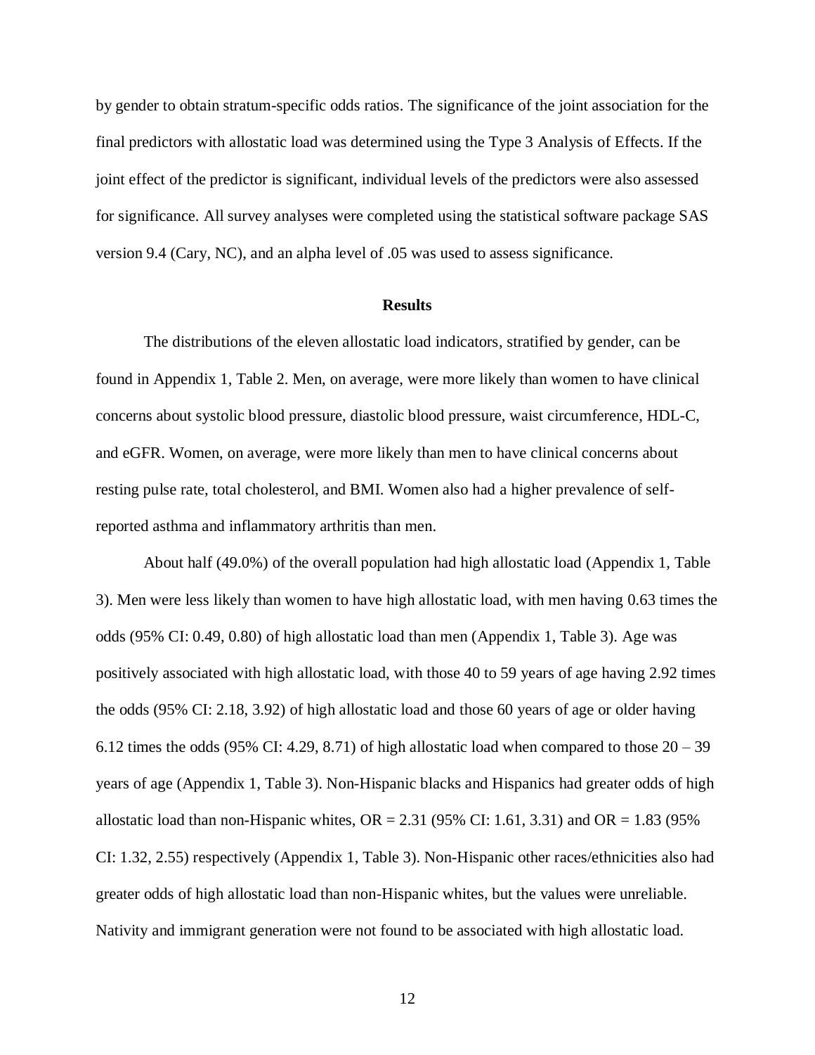by gender to obtain stratum-specific odds ratios. The significance of the joint association for the final predictors with allostatic load was determined using the Type 3 Analysis of Effects. If the joint effect of the predictor is significant, individual levels of the predictors were also assessed for significance. All survey analyses were completed using the statistical software package SAS version 9.4 (Cary, NC), and an alpha level of .05 was used to assess significance.

## Results

The distributions of the eleven allostatic load indicators, stratified by gender, can be found in Appendix 1, Table 2. Men, on average, were more likely than women to have clinical concerns about systolic blood pressure, diastolic blood pressure, waist circumference, HDL-C, and eGFR. Women, on average, were more likely than men to have clinical concerns about resting pulse rate, total cholesterol, and BMI. Women also had a higher prevalence of self-reported asthma and inflammatory arthritis than men.

About half (49.0%) of the overall population had high allostatic load (Appendix 1, Table 3). Men were less likely than women to have high allostatic load, with men having 0.63 times the odds (95% CI: 0.49, 0.80) of high allostatic load than men (Appendix 1, Table 3). Age was positively associated with high allostatic load, with those 40 to 59 years of age having 2.92 times the odds (95% CI: 2.18, 3.92) of high allostatic load and those 60 years of age or older having 6.12 times the odds (95% CI: 4.29, 8.71) of high allostatic load when compared to those 20 – 39 years of age (Appendix 1, Table 3). Non-Hispanic blacks and Hispanics had greater odds of high allostatic load than non-Hispanic whites, OR = 2.31 (95% CI: 1.61, 3.31) and OR = 1.83 (95% CI: 1.32, 2.55) respectively (Appendix 1, Table 3). Non-Hispanic other races/ethnicities also had greater odds of high allostatic load than non-Hispanic whites, but the values were unreliable. Nativity and immigrant generation were not found to be associated with high allostatic load.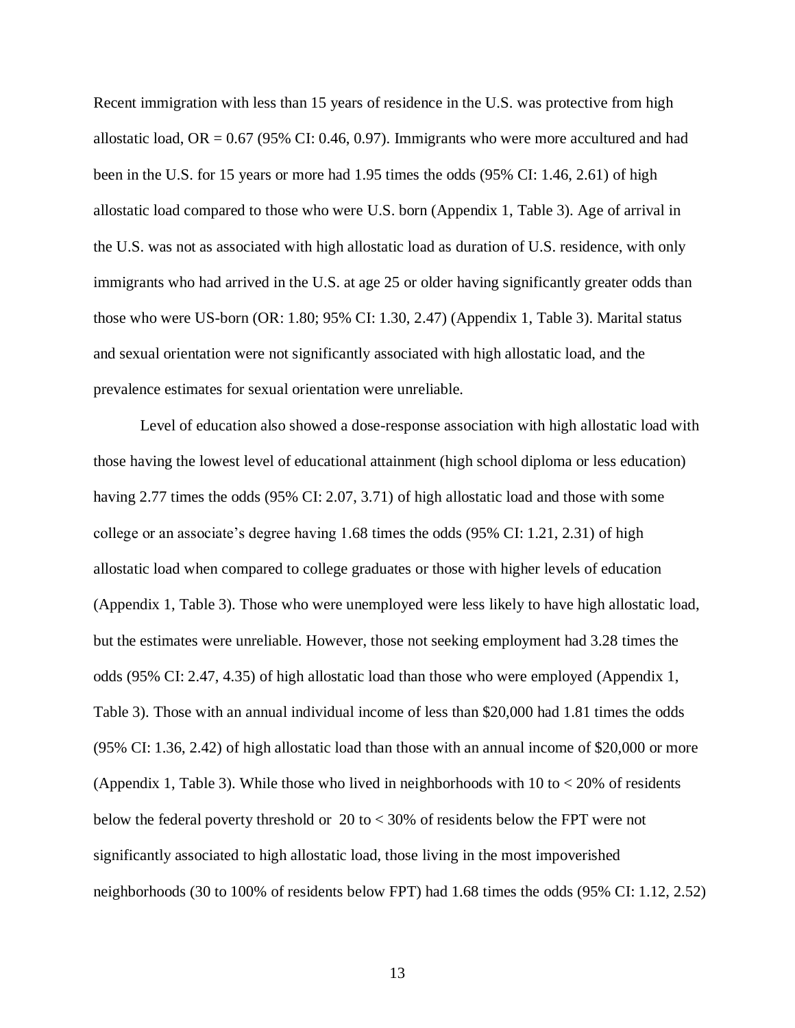Recent immigration with less than 15 years of residence in the U.S. was protective from high allostatic load, OR = 0.67 (95% CI: 0.46, 0.97). Immigrants who were more accultured and had been in the U.S. for 15 years or more had 1.95 times the odds (95% CI: 1.46, 2.61) of high allostatic load compared to those who were U.S. born (Appendix 1, Table 3). Age of arrival in the U.S. was not as associated with high allostatic load as duration of U.S. residence, with only immigrants who had arrived in the U.S. at age 25 or older having significantly greater odds than those who were US-born (OR: 1.80; 95% CI: 1.30, 2.47) (Appendix 1, Table 3). Marital status and sexual orientation were not significantly associated with high allostatic load, and the prevalence estimates for sexual orientation were unreliable.

Level of education also showed a dose-response association with high allostatic load with those having the lowest level of educational attainment (high school diploma or less education) having 2.77 times the odds (95% CI: 2.07, 3.71) of high allostatic load and those with some college or an associate's degree having 1.68 times the odds (95% CI: 1.21, 2.31) of high allostatic load when compared to college graduates or those with higher levels of education (Appendix 1, Table 3). Those who were unemployed were less likely to have high allostatic load, but the estimates were unreliable. However, those not seeking employment had 3.28 times the odds (95% CI: 2.47, 4.35) of high allostatic load than those who were employed (Appendix 1, Table 3). Those with an annual individual income of less than \$20,000 had 1.81 times the odds (95% CI: 1.36, 2.42) of high allostatic load than those with an annual income of \$20,000 or more (Appendix 1, Table 3). While those who lived in neighborhoods with 10 to < 20% of residents below the federal poverty threshold or 20 to < 30% of residents below the FPT were not significantly associated to high allostatic load, those living in the most impoverished neighborhoods (30 to 100% of residents below FPT) had 1.68 times the odds (95% CI: 1.12, 2.52)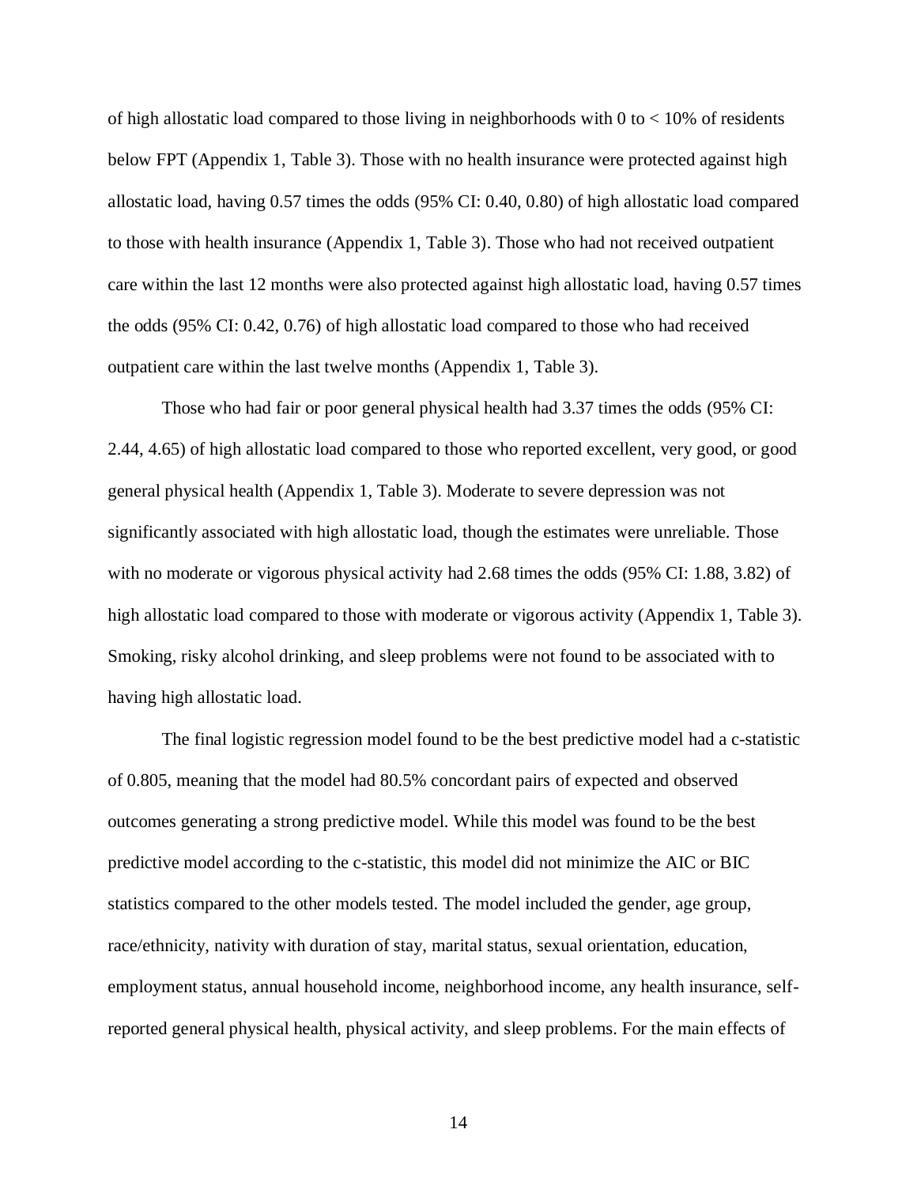of high allostatic load compared to those living in neighborhoods with 0 to < 10% of residents below FPT (Appendix 1, Table 3). Those with no health insurance were protected against high allostatic load, having 0.57 times the odds (95% CI: 0.40, 0.80) of high allostatic load compared to those with health insurance (Appendix 1, Table 3). Those who had not received outpatient care within the last 12 months were also protected against high allostatic load, having 0.57 times the odds (95% CI: 0.42, 0.76) of high allostatic load compared to those who had received outpatient care within the last twelve months (Appendix 1, Table 3).

Those who had fair or poor general physical health had 3.37 times the odds (95% CI: 2.44, 4.65) of high allostatic load compared to those who reported excellent, very good, or good general physical health (Appendix 1, Table 3). Moderate to severe depression was not significantly associated with high allostatic load, though the estimates were unreliable. Those with no moderate or vigorous physical activity had 2.68 times the odds (95% CI: 1.88, 3.82) of high allostatic load compared to those with moderate or vigorous activity (Appendix 1, Table 3). Smoking, risky alcohol drinking, and sleep problems were not found to be associated with to having high allostatic load.

The final logistic regression model found to be the best predictive model had a c-statistic of 0.805, meaning that the model had 80.5% concordant pairs of expected and observed outcomes generating a strong predictive model. While this model was found to be the best predictive model according to the c-statistic, this model did not minimize the AIC or BIC statistics compared to the other models tested. The model included the gender, age group, race/ethnicity, nativity with duration of stay, marital status, sexual orientation, education, employment status, annual household income, neighborhood income, any health insurance, self-reported general physical health, physical activity, and sleep problems. For the main effects of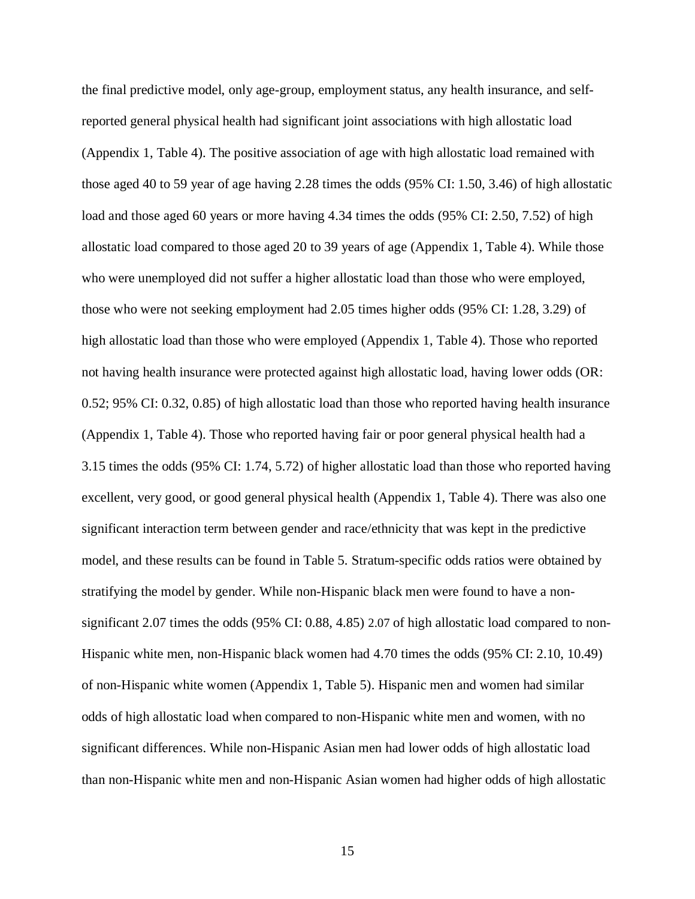the final predictive model, only age-group, employment status, any health insurance, and self-reported general physical health had significant joint associations with high allostatic load (Appendix 1, Table 4). The positive association of age with high allostatic load remained with those aged 40 to 59 year of age having 2.28 times the odds (95% CI: 1.50, 3.46) of high allostatic load and those aged 60 years or more having 4.34 times the odds (95% CI: 2.50, 7.52) of high allostatic load compared to those aged 20 to 39 years of age (Appendix 1, Table 4). While those who were unemployed did not suffer a higher allostatic load than those who were employed, those who were not seeking employment had 2.05 times higher odds (95% CI: 1.28, 3.29) of high allostatic load than those who were employed (Appendix 1, Table 4). Those who reported not having health insurance were protected against high allostatic load, having lower odds (OR: 0.52; 95% CI: 0.32, 0.85) of high allostatic load than those who reported having health insurance (Appendix 1, Table 4). Those who reported having fair or poor general physical health had a 3.15 times the odds (95% CI: 1.74, 5.72) of higher allostatic load than those who reported having excellent, very good, or good general physical health (Appendix 1, Table 4). There was also one significant interaction term between gender and race/ethnicity that was kept in the predictive model, and these results can be found in Table 5. Stratum-specific odds ratios were obtained by stratifying the model by gender. While non-Hispanic black men were found to have a non-significant 2.07 times the odds (95% CI: 0.88, 4.85) 2.07 of high allostatic load compared to non-Hispanic white men, non-Hispanic black women had 4.70 times the odds (95% CI: 2.10, 10.49) of non-Hispanic white women (Appendix 1, Table 5). Hispanic men and women had similar odds of high allostatic load when compared to non-Hispanic white men and women, with no significant differences. While non-Hispanic Asian men had lower odds of high allostatic load than non-Hispanic white men and non-Hispanic Asian women had higher odds of high allostatic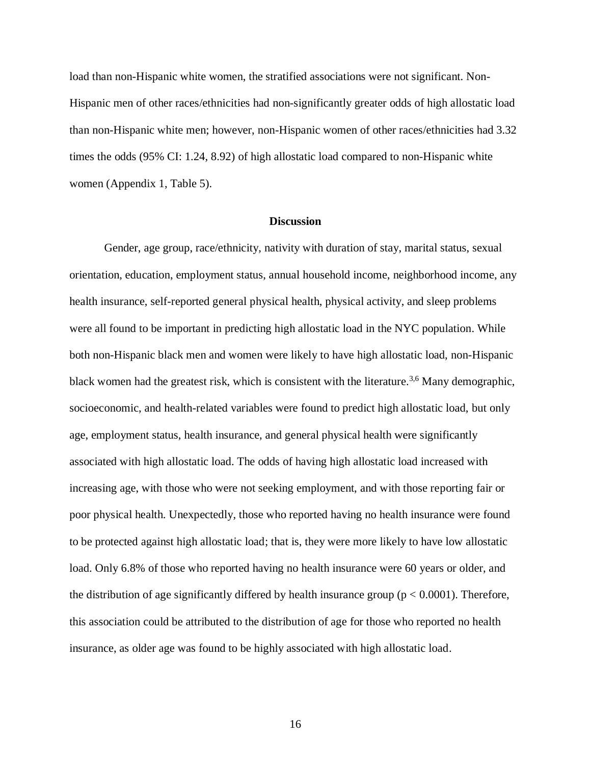load than non-Hispanic white women, the stratified associations were not significant. Non-Hispanic men of other races/ethnicities had non-significantly greater odds of high allostatic load than non-Hispanic white men; however, non-Hispanic women of other races/ethnicities had 3.32 times the odds (95% CI: 1.24, 8.92) of high allostatic load compared to non-Hispanic white women (Appendix 1, Table 5).

## Discussion

Gender, age group, race/ethnicity, nativity with duration of stay, marital status, sexual orientation, education, employment status, annual household income, neighborhood income, any health insurance, self-reported general physical health, physical activity, and sleep problems were all found to be important in predicting high allostatic load in the NYC population. While both non-Hispanic black men and women were likely to have high allostatic load, non-Hispanic black women had the greatest risk, which is consistent with the literature.[3,6] Many demographic, socioeconomic, and health-related variables were found to predict high allostatic load, but only age, employment status, health insurance, and general physical health were significantly associated with high allostatic load. The odds of having high allostatic load increased with increasing age, with those who were not seeking employment, and with those reporting fair or poor physical health. Unexpectedly, those who reported having no health insurance were found to be protected against high allostatic load; that is, they were more likely to have low allostatic load. Only 6.8% of those who reported having no health insurance were 60 years or older, and the distribution of age significantly differed by health insurance group ($p < 0.0001$). Therefore, this association could be attributed to the distribution of age for those who reported no health insurance, as older age was found to be highly associated with high allostatic load.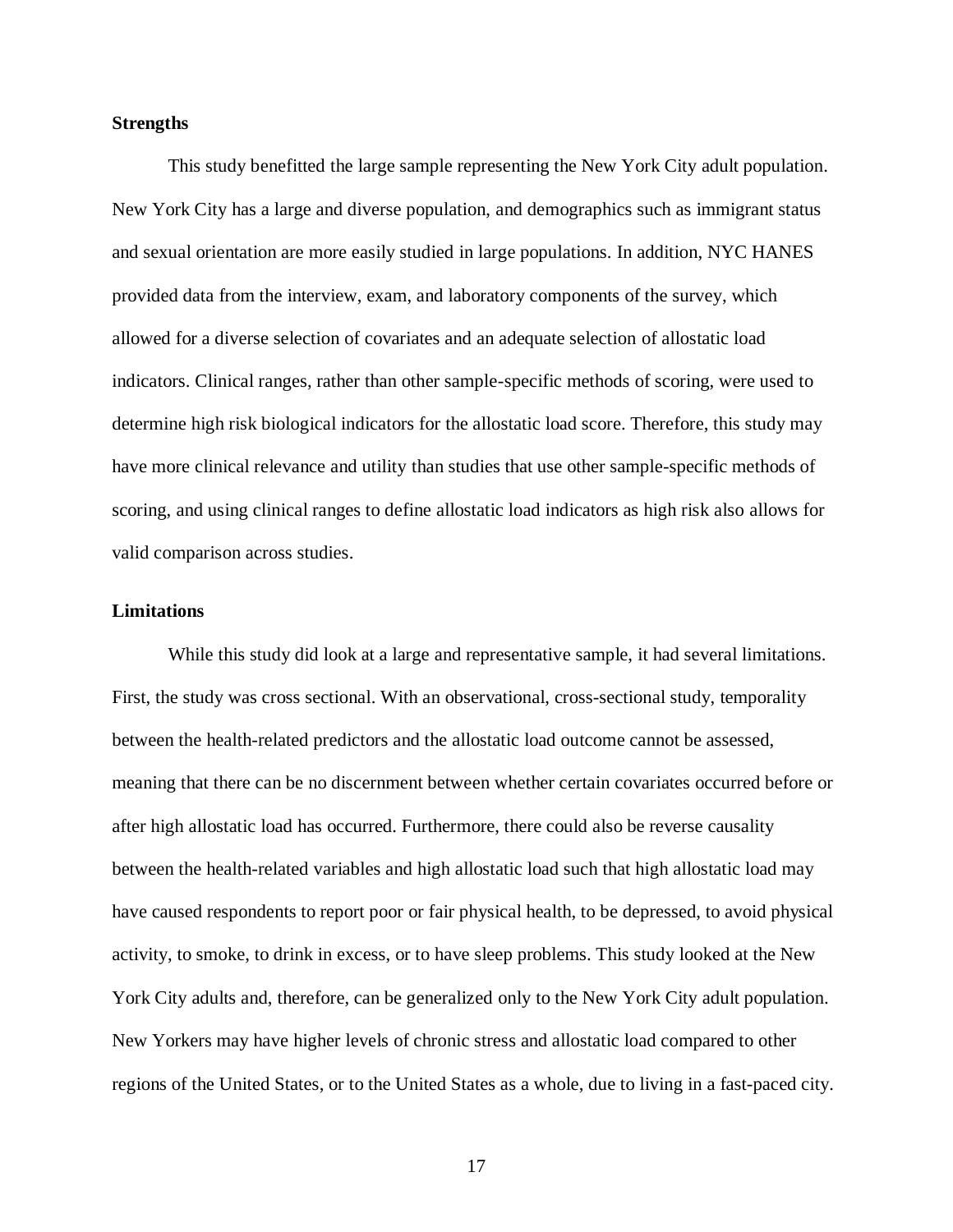**Strengths**

This study benefitted the large sample representing the New York City adult population. New York City has a large and diverse population, and demographics such as immigrant status and sexual orientation are more easily studied in large populations. In addition, NYC HANES provided data from the interview, exam, and laboratory components of the survey, which allowed for a diverse selection of covariates and an adequate selection of allostatic load indicators. Clinical ranges, rather than other sample-specific methods of scoring, were used to determine high risk biological indicators for the allostatic load score. Therefore, this study may have more clinical relevance and utility than studies that use other sample-specific methods of scoring, and using clinical ranges to define allostatic load indicators as high risk also allows for valid comparison across studies.

**Limitations**

While this study did look at a large and representative sample, it had several limitations. First, the study was cross sectional. With an observational, cross-sectional study, temporality between the health-related predictors and the allostatic load outcome cannot be assessed, meaning that there can be no discernment between whether certain covariates occurred before or after high allostatic load has occurred. Furthermore, there could also be reverse causality between the health-related variables and high allostatic load such that high allostatic load may have caused respondents to report poor or fair physical health, to be depressed, to avoid physical activity, to smoke, to drink in excess, or to have sleep problems. This study looked at the New York City adults and, therefore, can be generalized only to the New York City adult population. New Yorkers may have higher levels of chronic stress and allostatic load compared to other regions of the United States, or to the United States as a whole, due to living in a fast-paced city.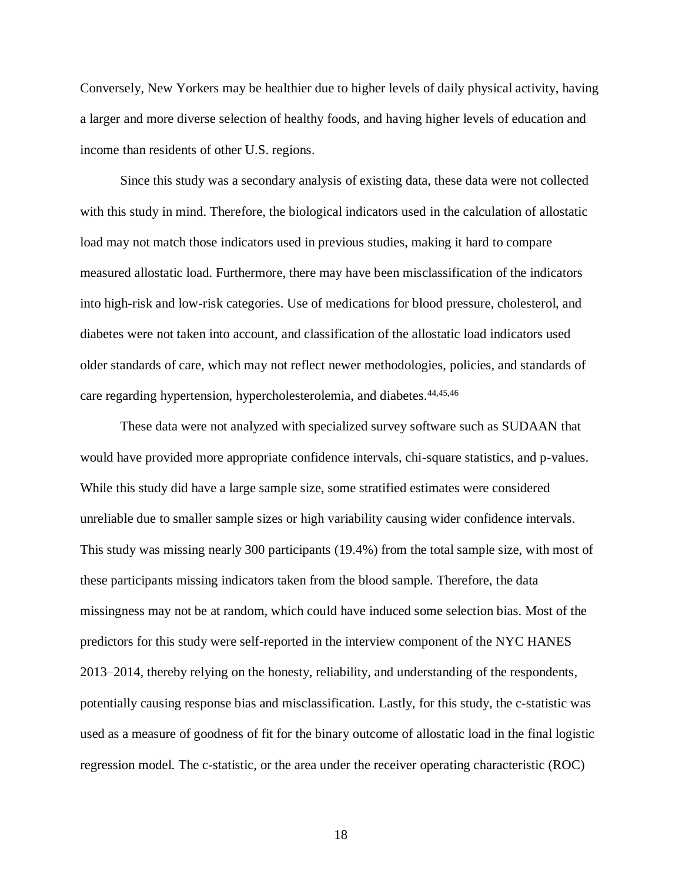Conversely, New Yorkers may be healthier due to higher levels of daily physical activity, having a larger and more diverse selection of healthy foods, and having higher levels of education and income than residents of other U.S. regions.

Since this study was a secondary analysis of existing data, these data were not collected with this study in mind. Therefore, the biological indicators used in the calculation of allostatic load may not match those indicators used in previous studies, making it hard to compare measured allostatic load. Furthermore, there may have been misclassification of the indicators into high-risk and low-risk categories. Use of medications for blood pressure, cholesterol, and diabetes were not taken into account, and classification of the allostatic load indicators used older standards of care, which may not reflect newer methodologies, policies, and standards of care regarding hypertension, hypercholesterolemia, and diabetes.[44,45,46]

These data were not analyzed with specialized survey software such as SUDAAN that would have provided more appropriate confidence intervals, chi-square statistics, and p-values. While this study did have a large sample size, some stratified estimates were considered unreliable due to smaller sample sizes or high variability causing wider confidence intervals. This study was missing nearly 300 participants (19.4%) from the total sample size, with most of these participants missing indicators taken from the blood sample. Therefore, the data missingness may not be at random, which could have induced some selection bias. Most of the predictors for this study were self-reported in the interview component of the NYC HANES 2013–2014, thereby relying on the honesty, reliability, and understanding of the respondents, potentially causing response bias and misclassification. Lastly, for this study, the c-statistic was used as a measure of goodness of fit for the binary outcome of allostatic load in the final logistic regression model. The c-statistic, or the area under the receiver operating characteristic (ROC)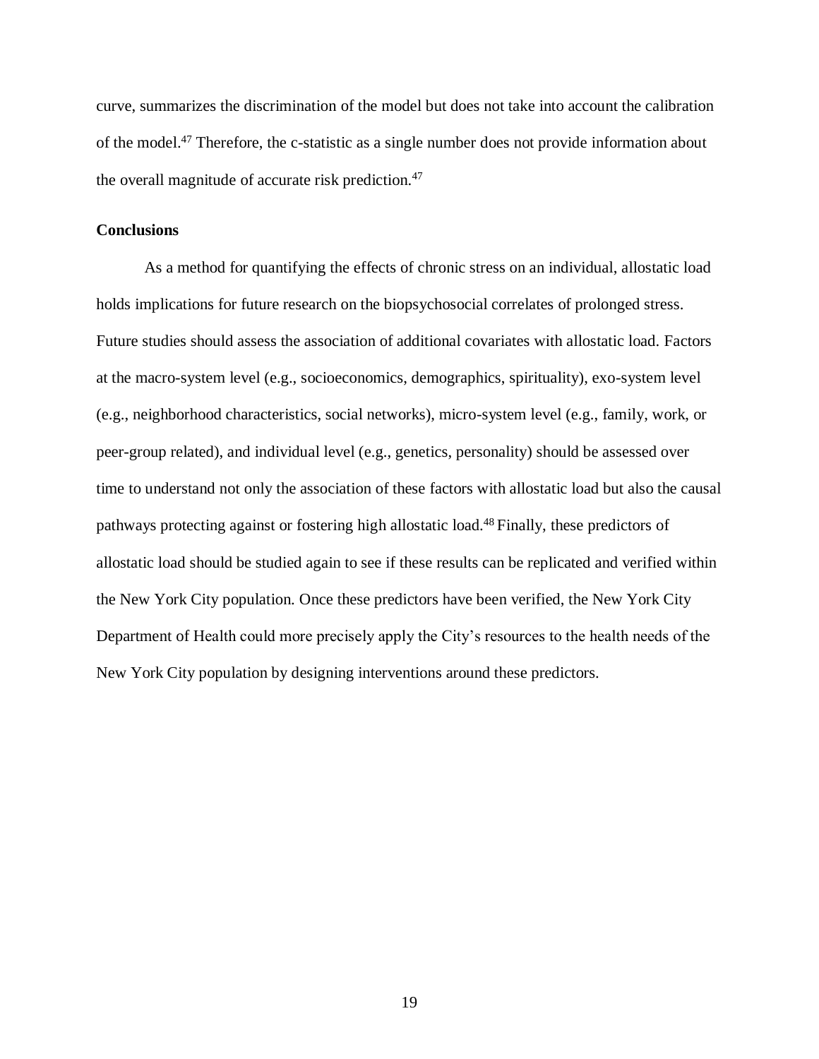curve, summarizes the discrimination of the model but does not take into account the calibration of the model.[47] Therefore, the c-statistic as a single number does not provide information about the overall magnitude of accurate risk prediction.[47]

**Conclusions**

As a method for quantifying the effects of chronic stress on an individual, allostatic load holds implications for future research on the biopsychosocial correlates of prolonged stress. Future studies should assess the association of additional covariates with allostatic load. Factors at the macro-system level (e.g., socioeconomics, demographics, spirituality), exo-system level (e.g., neighborhood characteristics, social networks), micro-system level (e.g., family, work, or peer-group related), and individual level (e.g., genetics, personality) should be assessed over time to understand not only the association of these factors with allostatic load but also the causal pathways protecting against or fostering high allostatic load.[48] Finally, these predictors of allostatic load should be studied again to see if these results can be replicated and verified within the New York City population. Once these predictors have been verified, the New York City Department of Health could more precisely apply the City's resources to the health needs of the New York City population by designing interventions around these predictors.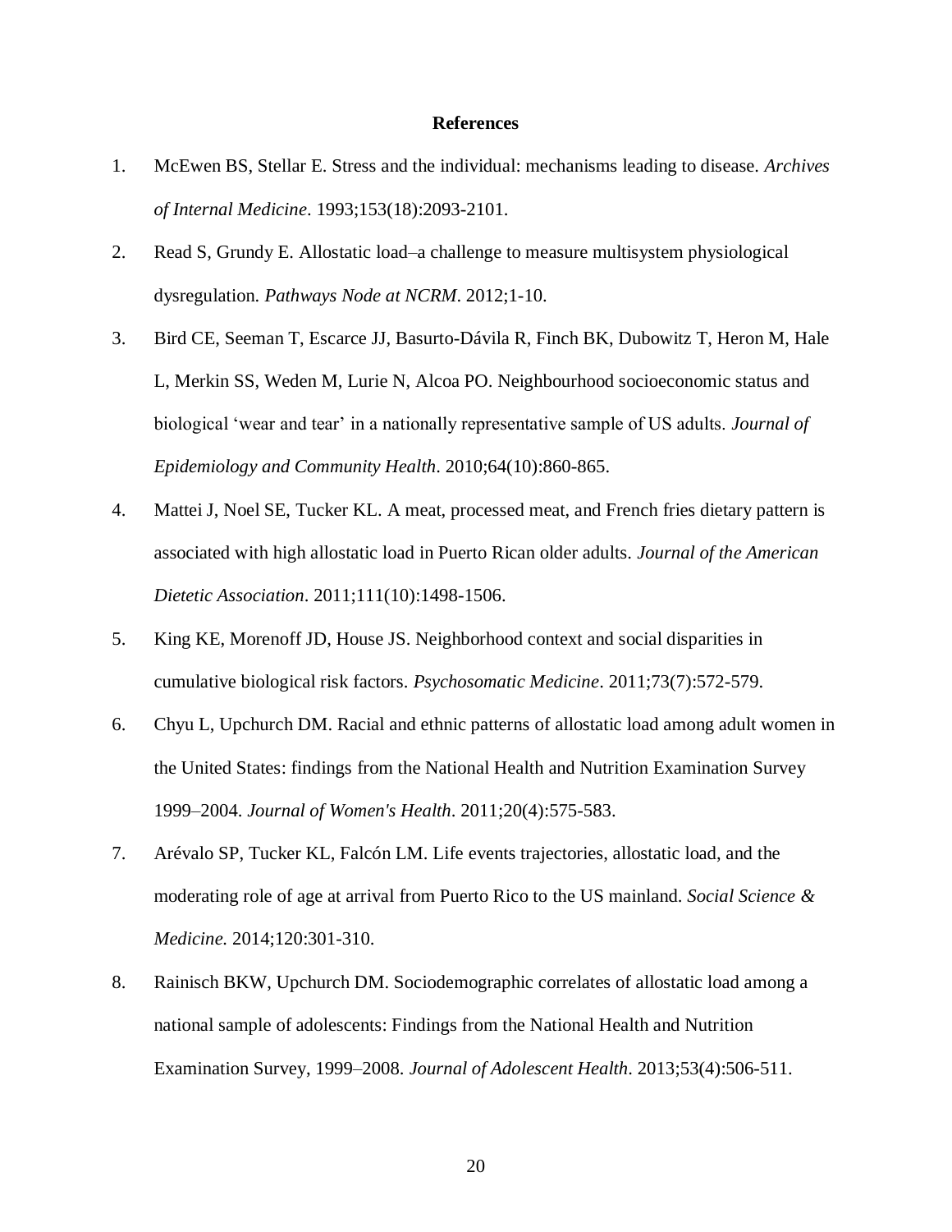## References

1. McEwen BS, Stellar E. Stress and the individual: mechanisms leading to disease. *Archives of Internal Medicine*. 1993;153(18):2093-2101.
2. Read S, Grundy E. Allostatic load–a challenge to measure multisystem physiological dysregulation. *Pathways Node at NCRM*. 2012;1-10.
3. Bird CE, Seeman T, Escarce JJ, Basurto-Dávila R, Finch BK, Dubowitz T, Heron M, Hale L, Merkin SS, Weden M, Lurie N, Alcoa PO. Neighbourhood socioeconomic status and biological 'wear and tear' in a nationally representative sample of US adults. *Journal of Epidemiology and Community Health*. 2010;64(10):860-865.
4. Mattei J, Noel SE, Tucker KL. A meat, processed meat, and French fries dietary pattern is associated with high allostatic load in Puerto Rican older adults. *Journal of the American Dietetic Association*. 2011;111(10):1498-1506.
5. King KE, Morenoff JD, House JS. Neighborhood context and social disparities in cumulative biological risk factors. *Psychosomatic Medicine*. 2011;73(7):572-579.
6. Chyu L, Upchurch DM. Racial and ethnic patterns of allostatic load among adult women in the United States: findings from the National Health and Nutrition Examination Survey 1999–2004. *Journal of Women's Health*. 2011;20(4):575-583.
7. Arévalo SP, Tucker KL, Falcón LM. Life events trajectories, allostatic load, and the moderating role of age at arrival from Puerto Rico to the US mainland. *Social Science & Medicine*. 2014;120:301-310.
8. Rainisch BKW, Upchurch DM. Sociodemographic correlates of allostatic load among a national sample of adolescents: Findings from the National Health and Nutrition Examination Survey, 1999–2008. *Journal of Adolescent Health*. 2013;53(4):506-511.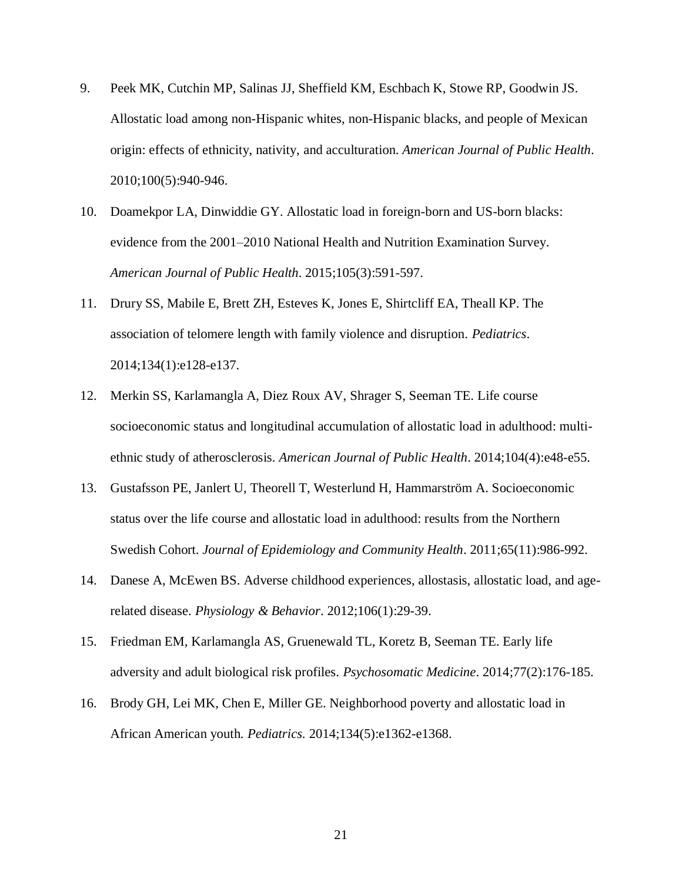9. Peek MK, Cutchin MP, Salinas JJ, Sheffield KM, Eschbach K, Stowe RP, Goodwin JS. Allostatic load among non-Hispanic whites, non-Hispanic blacks, and people of Mexican origin: effects of ethnicity, nativity, and acculturation. *American Journal of Public Health*. 2010;100(5):940-946.
10. Doamekpor LA, Dinwiddie GY. Allostatic load in foreign-born and US-born blacks: evidence from the 2001–2010 National Health and Nutrition Examination Survey. *American Journal of Public Health*. 2015;105(3):591-597.
11. Drury SS, Mabile E, Brett ZH, Esteves K, Jones E, Shirtcliff EA, Theall KP. The association of telomere length with family violence and disruption. *Pediatrics*. 2014;134(1):e128-e137.
12. Merkin SS, Karlamangla A, Diez Roux AV, Shrager S, Seeman TE. Life course socioeconomic status and longitudinal accumulation of allostatic load in adulthood: multi-ethnic study of atherosclerosis. *American Journal of Public Health*. 2014;104(4):e48-e55.
13. Gustafsson PE, Janlert U, Theorell T, Westerlund H, Hammarström A. Socioeconomic status over the life course and allostatic load in adulthood: results from the Northern Swedish Cohort. *Journal of Epidemiology and Community Health*. 2011;65(11):986-992.
14. Danese A, McEwen BS. Adverse childhood experiences, allostasis, allostatic load, and age-related disease. *Physiology & Behavior*. 2012;106(1):29-39.
15. Friedman EM, Karlamangla AS, Gruenewald TL, Koretz B, Seeman TE. Early life adversity and adult biological risk profiles. *Psychosomatic Medicine*. 2014;77(2):176-185.
16. Brody GH, Lei MK, Chen E, Miller GE. Neighborhood poverty and allostatic load in African American youth. *Pediatrics.* 2014;134(5):e1362-e1368.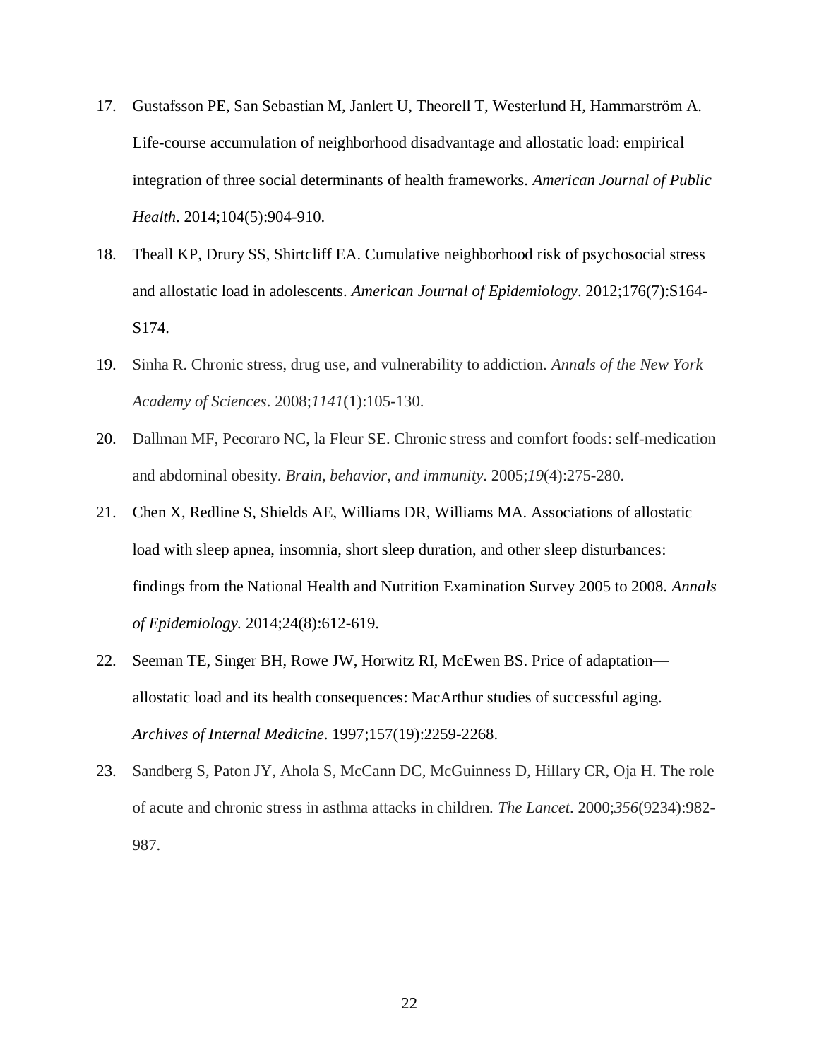17. Gustafsson PE, San Sebastian M, Janlert U, Theorell T, Westerlund H, Hammarström A. Life-course accumulation of neighborhood disadvantage and allostatic load: empirical integration of three social determinants of health frameworks. *American Journal of Public Health*. 2014;104(5):904-910.
18. Theall KP, Drury SS, Shirtcliff EA. Cumulative neighborhood risk of psychosocial stress and allostatic load in adolescents. *American Journal of Epidemiology*. 2012;176(7):S164-S174.
19. Sinha R. Chronic stress, drug use, and vulnerability to addiction. *Annals of the New York Academy of Sciences*. 2008;*1141*(1):105-130.
20. Dallman MF, Pecoraro NC, la Fleur SE. Chronic stress and comfort foods: self-medication and abdominal obesity. *Brain, behavior, and immunity*. 2005;*19*(4):275-280.
21. Chen X, Redline S, Shields AE, Williams DR, Williams MA. Associations of allostatic load with sleep apnea, insomnia, short sleep duration, and other sleep disturbances: findings from the National Health and Nutrition Examination Survey 2005 to 2008. *Annals of Epidemiology.* 2014;24(8):612-619.
22. Seeman TE, Singer BH, Rowe JW, Horwitz RI, McEwen BS. Price of adaptation—allostatic load and its health consequences: MacArthur studies of successful aging. *Archives of Internal Medicine*. 1997;157(19):2259-2268.
23. Sandberg S, Paton JY, Ahola S, McCann DC, McGuinness D, Hillary CR, Oja H. The role of acute and chronic stress in asthma attacks in children. *The Lancet*. 2000;*356*(9234):982-987.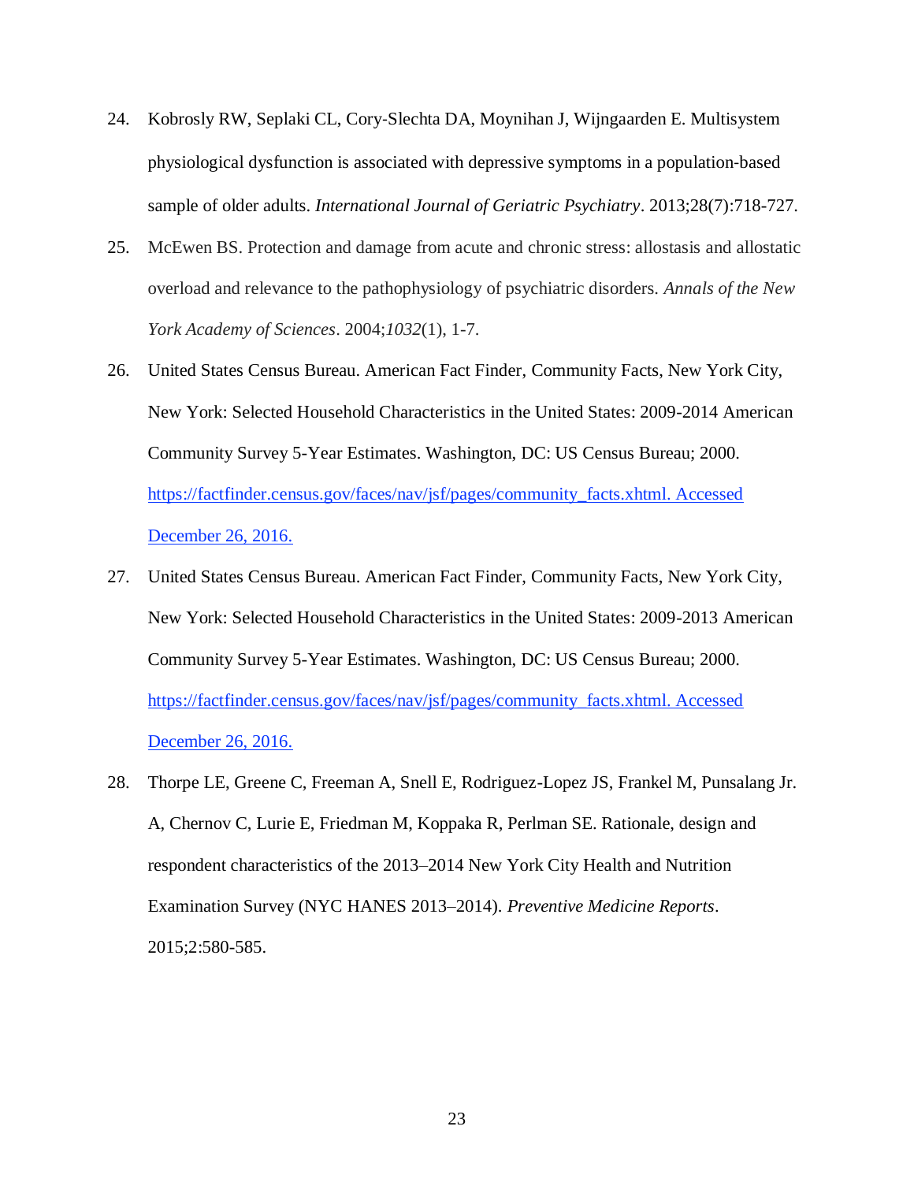24. Kobrosly RW, Seplaki CL, Cory-Slechta DA, Moynihan J, Wijngaarden E. Multisystem physiological dysfunction is associated with depressive symptoms in a population-based sample of older adults. *International Journal of Geriatric Psychiatry*. 2013;28(7):718-727.

25. McEwen BS. Protection and damage from acute and chronic stress: allostasis and allostatic overload and relevance to the pathophysiology of psychiatric disorders. *Annals of the New York Academy of Sciences*. 2004;*1032*(1), 1-7.

26. United States Census Bureau. American Fact Finder, Community Facts, New York City, New York: Selected Household Characteristics in the United States: 2009-2014 American Community Survey 5-Year Estimates. Washington, DC: US Census Bureau; 2000. https://factfinder.census.gov/faces/nav/jsf/pages/community_facts.xhtml. Accessed December 26, 2016.

27. United States Census Bureau. American Fact Finder, Community Facts, New York City, New York: Selected Household Characteristics in the United States: 2009-2013 American Community Survey 5-Year Estimates. Washington, DC: US Census Bureau; 2000. https://factfinder.census.gov/faces/nav/jsf/pages/community_facts.xhtml. Accessed December 26, 2016.

28. Thorpe LE, Greene C, Freeman A, Snell E, Rodriguez-Lopez JS, Frankel M, Punsalang Jr. A, Chernov C, Lurie E, Friedman M, Koppaka R, Perlman SE. Rationale, design and respondent characteristics of the 2013–2014 New York City Health and Nutrition Examination Survey (NYC HANES 2013–2014). *Preventive Medicine Reports*. 2015;2:580-585.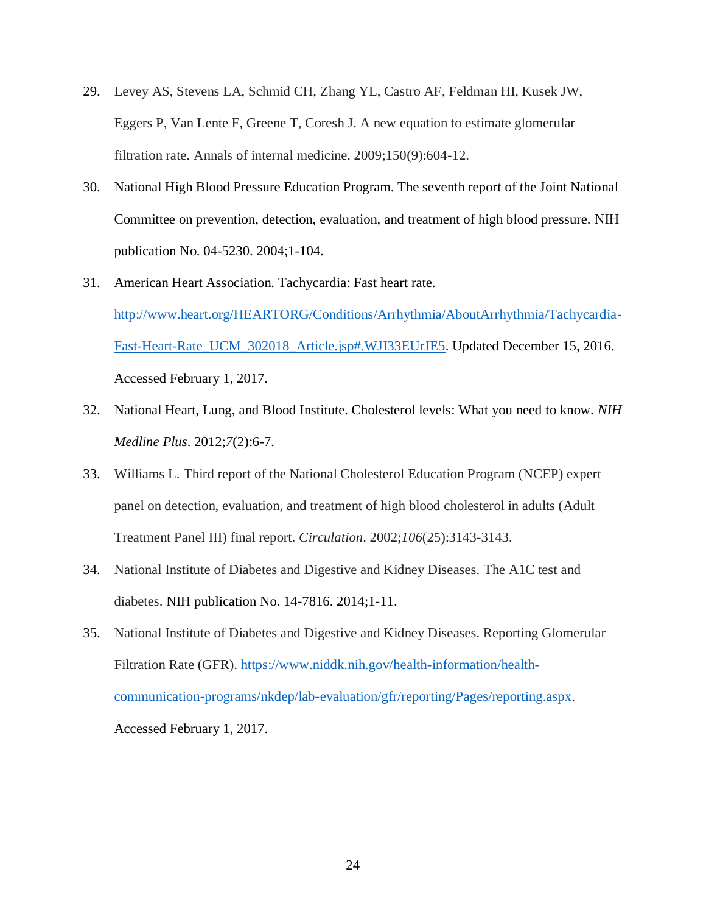29. Levey AS, Stevens LA, Schmid CH, Zhang YL, Castro AF, Feldman HI, Kusek JW, Eggers P, Van Lente F, Greene T, Coresh J. A new equation to estimate glomerular filtration rate. Annals of internal medicine. 2009;150(9):604-12.
30. National High Blood Pressure Education Program. The seventh report of the Joint National Committee on prevention, detection, evaluation, and treatment of high blood pressure. NIH publication No. 04-5230. 2004;1-104.
31. American Heart Association. Tachycardia: Fast heart rate. [http://www.heart.org/HEARTORG/Conditions/Arrhythmia/AboutArrhythmia/Tachycardia-Fast-Heart-Rate_UCM_302018_Article.jsp#.WJI33EUrJE5](http://www.heart.org/HEARTORG/Conditions/Arrhythmia/AboutArrhythmia/Tachycardia-Fast-Heart-Rate_UCM_302018_Article.jsp#.WJI33EUrJE5). Updated December 15, 2016. Accessed February 1, 2017.
32. National Heart, Lung, and Blood Institute. Cholesterol levels: What you need to know. *NIH Medline Plus*. 2012;*7*(2):6-7.
33. Williams L. Third report of the National Cholesterol Education Program (NCEP) expert panel on detection, evaluation, and treatment of high blood cholesterol in adults (Adult Treatment Panel III) final report. *Circulation*. 2002;*106*(25):3143-3143.
34. National Institute of Diabetes and Digestive and Kidney Diseases. The A1C test and diabetes. NIH publication No. 14-7816. 2014;1-11.
35. National Institute of Diabetes and Digestive and Kidney Diseases. Reporting Glomerular Filtration Rate (GFR). [https://www.niddk.nih.gov/health-information/health-communication-programs/nkdep/lab-evaluation/gfr/reporting/Pages/reporting.aspx](https://www.niddk.nih.gov/health-information/health-communication-programs/nkdep/lab-evaluation/gfr/reporting/Pages/reporting.aspx). Accessed February 1, 2017.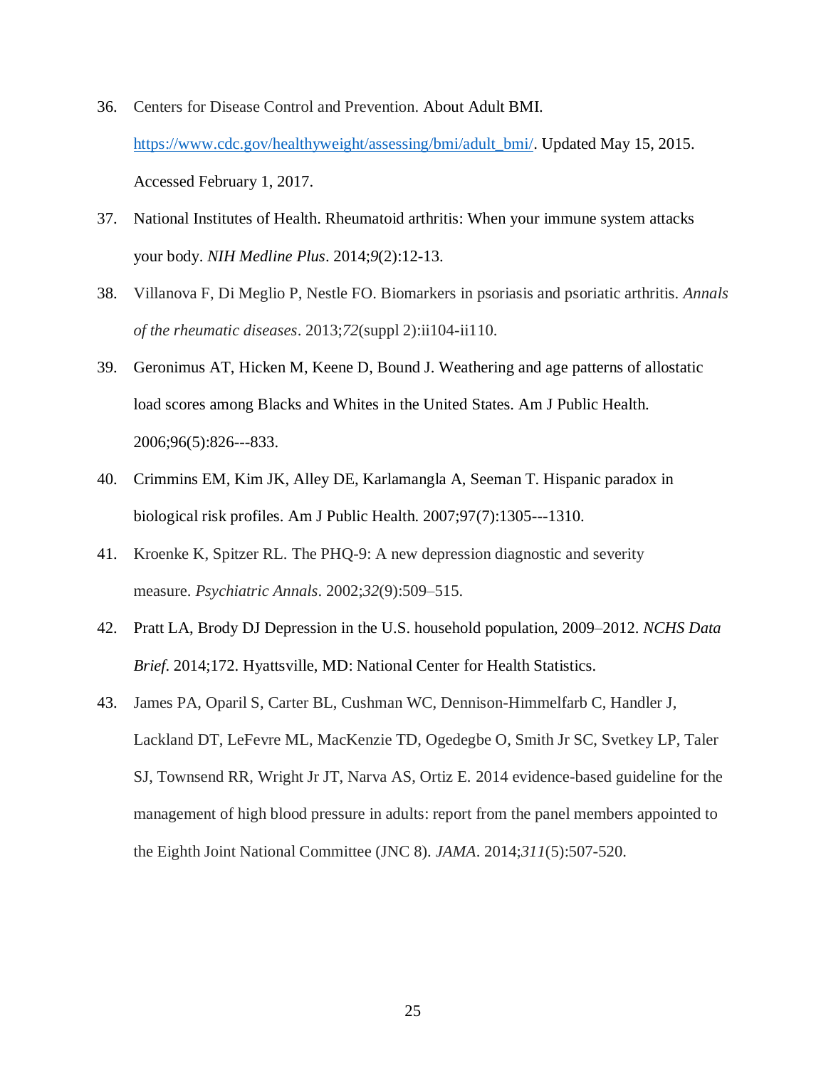36. Centers for Disease Control and Prevention. About Adult BMI. https://www.cdc.gov/healthyweight/assessing/bmi/adult_bmi/. Updated May 15, 2015. Accessed February 1, 2017.
37. National Institutes of Health. Rheumatoid arthritis: When your immune system attacks your body. *NIH Medline Plus*. 2014;*9*(2):12-13.
38. Villanova F, Di Meglio P, Nestle FO. Biomarkers in psoriasis and psoriatic arthritis. *Annals of the rheumatic diseases*. 2013;*72*(suppl 2):ii104-ii110.
39. Geronimus AT, Hicken M, Keene D, Bound J. Weathering and age patterns of allostatic load scores among Blacks and Whites in the United States. Am J Public Health. 2006;96(5):826---833.
40. Crimmins EM, Kim JK, Alley DE, Karlamangla A, Seeman T. Hispanic paradox in biological risk profiles. Am J Public Health. 2007;97(7):1305---1310.
41. Kroenke K, Spitzer RL. The PHQ-9: A new depression diagnostic and severity measure. *Psychiatric Annals*. 2002;*32*(9):509–515.
42. Pratt LA, Brody DJ Depression in the U.S. household population, 2009–2012. *NCHS Data Brief*. 2014;172. Hyattsville, MD: National Center for Health Statistics.
43. James PA, Oparil S, Carter BL, Cushman WC, Dennison-Himmelfarb C, Handler J, Lackland DT, LeFevre ML, MacKenzie TD, Ogedegbe O, Smith Jr SC, Svetkey LP, Taler SJ, Townsend RR, Wright Jr JT, Narva AS, Ortiz E. 2014 evidence-based guideline for the management of high blood pressure in adults: report from the panel members appointed to the Eighth Joint National Committee (JNC 8). *JAMA*. 2014;*311*(5):507-520.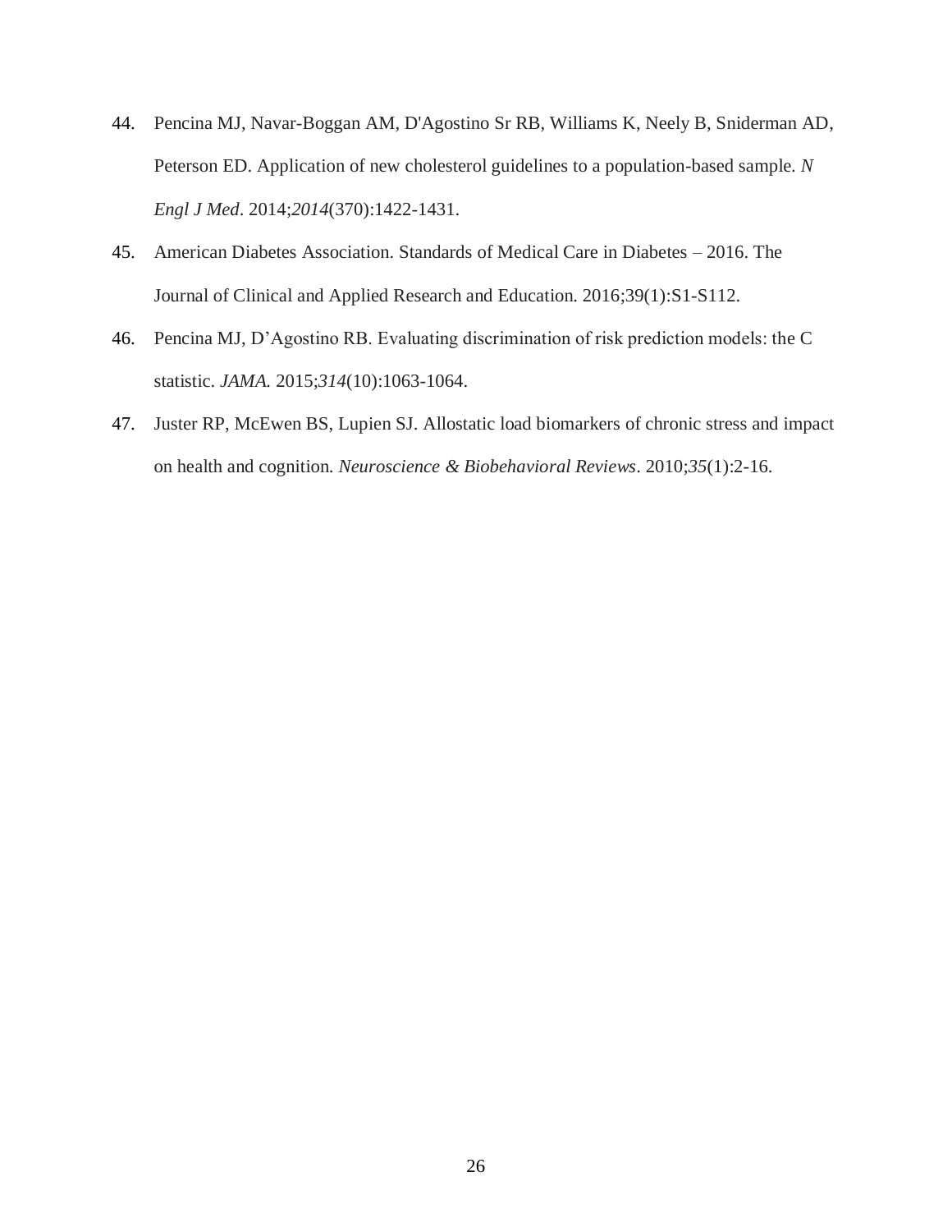44. Pencina MJ, Navar-Boggan AM, D'Agostino Sr RB, Williams K, Neely B, Sniderman AD, Peterson ED. Application of new cholesterol guidelines to a population-based sample. *N Engl J Med*. 2014;*2014*(370):1422-1431.
45. American Diabetes Association. Standards of Medical Care in Diabetes – 2016. The Journal of Clinical and Applied Research and Education. 2016;39(1):S1-S112.
46. Pencina MJ, D'Agostino RB. Evaluating discrimination of risk prediction models: the C statistic. *JAMA.* 2015;*314*(10):1063-1064.
47. Juster RP, McEwen BS, Lupien SJ. Allostatic load biomarkers of chronic stress and impact on health and cognition. *Neuroscience & Biobehavioral Reviews*. 2010;*35*(1):2-16.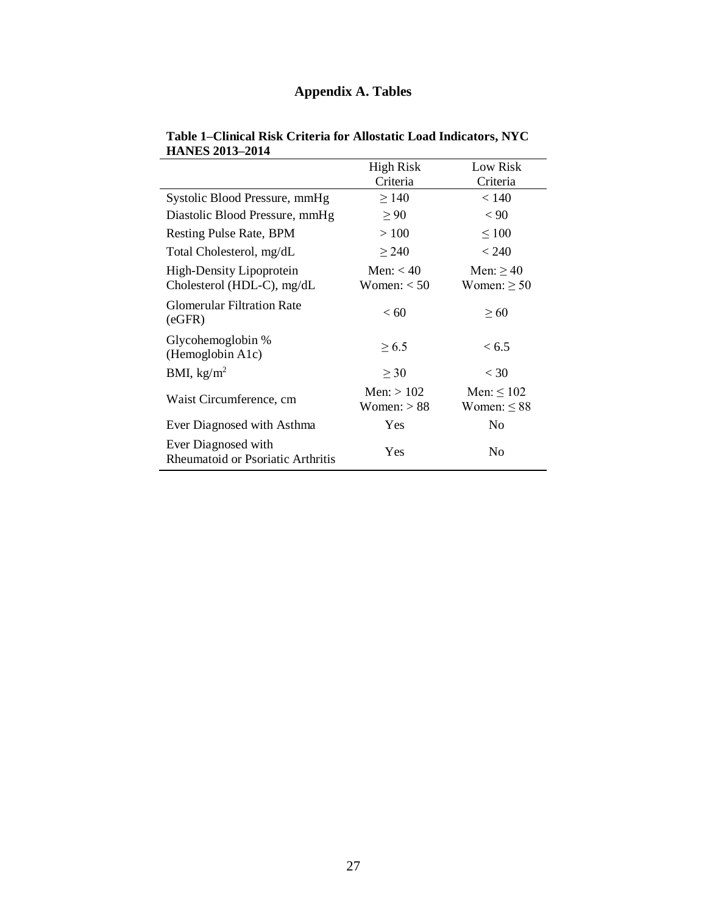# Appendix A. Tables

**Table 1–Clinical Risk Criteria for Allostatic Load Indicators, NYC HANES 2013–2014**

| | High Risk Criteria | Low Risk Criteria |
|---|---|---|
| Systolic Blood Pressure, mmHg | ≥ 140 | < 140 |
| Diastolic Blood Pressure, mmHg | ≥ 90 | < 90 |
| Resting Pulse Rate, BPM | > 100 | ≤ 100 |
| Total Cholesterol, mg/dL | ≥ 240 | < 240 |
| High-Density Lipoprotein Cholesterol (HDL-C), mg/dL | Men: < 40<br>Women: < 50 | Men: ≥ 40<br>Women: ≥ 50 |
| Glomerular Filtration Rate (eGFR) | < 60 | ≥ 60 |
| Glycohemoglobin % (Hemoglobin A1c) | ≥ 6.5 | < 6.5 |
| BMI, $kg/m^2$ | ≥ 30 | < 30 |
| Waist Circumference, cm | Men: > 102<br>Women: > 88 | Men: ≤ 102<br>Women: ≤ 88 |
| Ever Diagnosed with Asthma | Yes | No |
| Ever Diagnosed with Rheumatoid or Psoriatic Arthritis | Yes | No |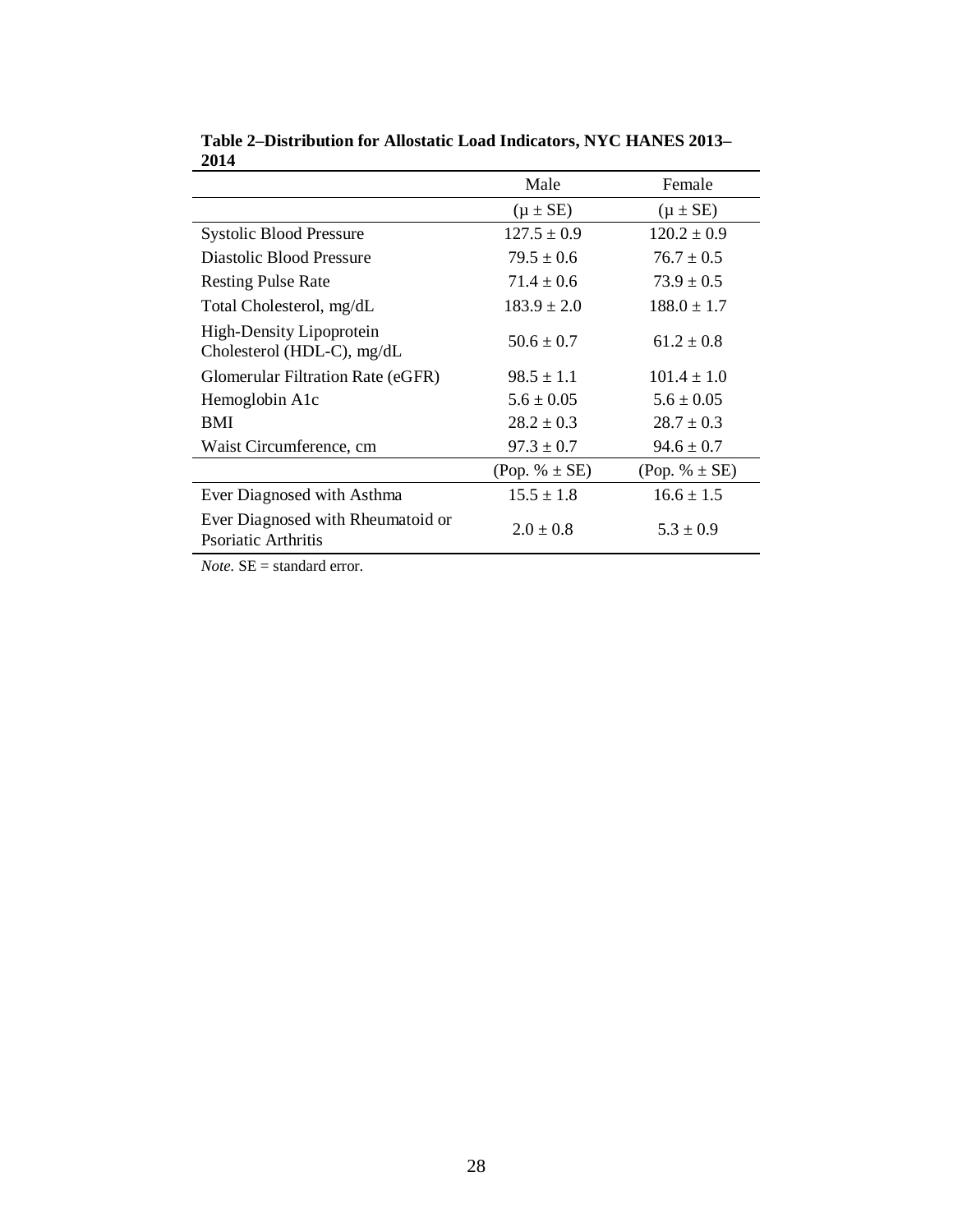**Table 2–Distribution for Allostatic Load Indicators, NYC HANES 2013–2014**

| | Male | Female |
|---|---|---|
| | ($\mu \pm$ SE) | ($\mu \pm$ SE) |
| Systolic Blood Pressure | 127.5 ± 0.9 | 120.2 ± 0.9 |
| Diastolic Blood Pressure | 79.5 ± 0.6 | 76.7 ± 0.5 |
| Resting Pulse Rate | 71.4 ± 0.6 | 73.9 ± 0.5 |
| Total Cholesterol, mg/dL | 183.9 ± 2.0 | 188.0 ± 1.7 |
| High-Density Lipoprotein Cholesterol (HDL-C), mg/dL | 50.6 ± 0.7 | 61.2 ± 0.8 |
| Glomerular Filtration Rate (eGFR) | 98.5 ± 1.1 | 101.4 ± 1.0 |
| Hemoglobin A1c | 5.6 ± 0.05 | 5.6 ± 0.05 |
| BMI | 28.2 ± 0.3 | 28.7 ± 0.3 |
| Waist Circumference, cm | 97.3 ± 0.7 | 94.6 ± 0.7 |
| | (Pop. % ± SE) | (Pop. % ± SE) |
| Ever Diagnosed with Asthma | 15.5 ± 1.8 | 16.6 ± 1.5 |
| Ever Diagnosed with Rheumatoid or Psoriatic Arthritis | 2.0 ± 0.8 | 5.3 ± 0.9 |

*Note.* SE = standard error.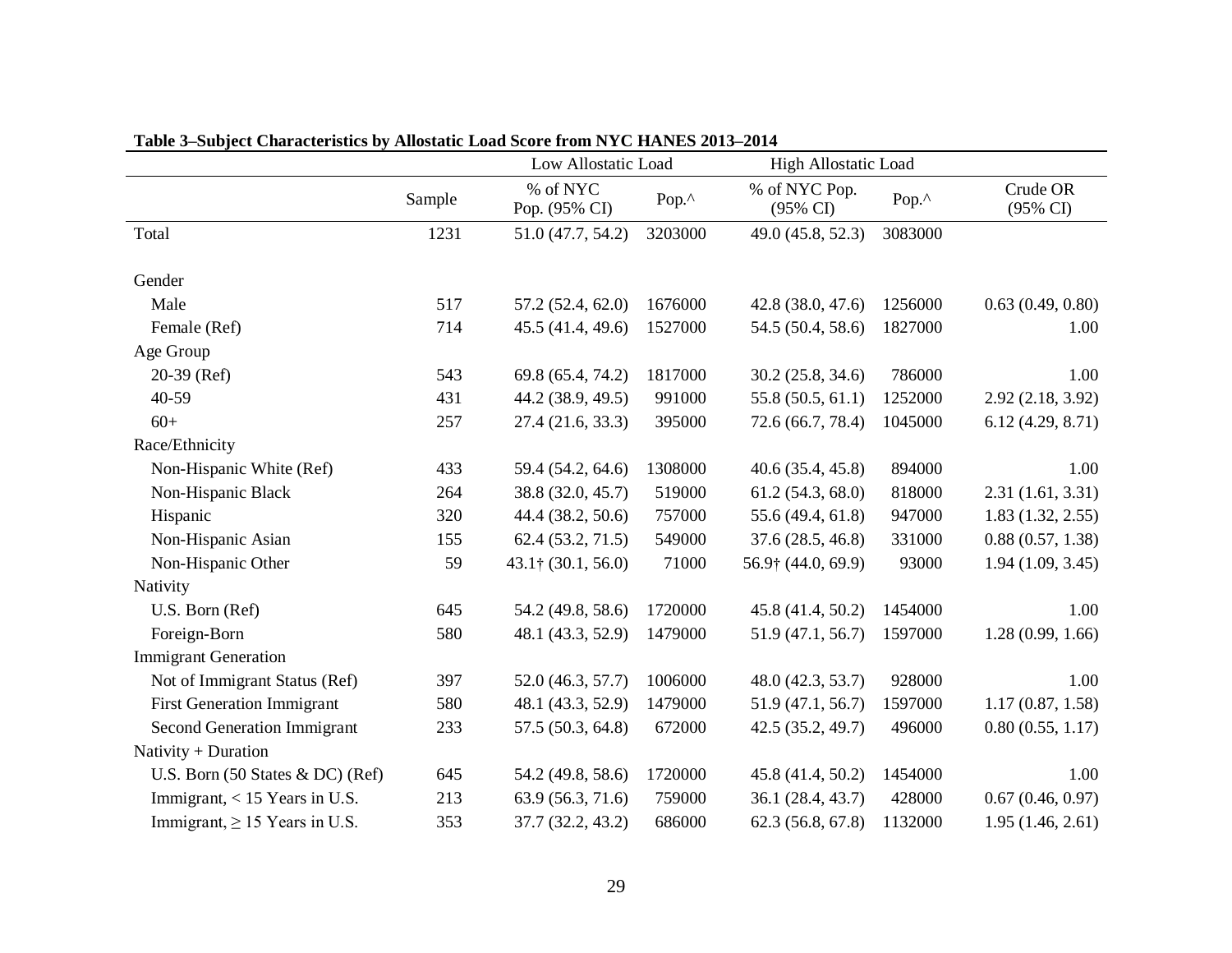**Table 3–Subject Characteristics by Allostatic Load Score from NYC HANES 2013–2014**

| | | Low Allostatic Load | | High Allostatic Load | | |
|---|---|---|---|---|---|---|
| | Sample | % of NYC Pop. (95% CI) | Pop.^ | % of NYC Pop. (95% CI) | Pop.^ | Crude OR (95% CI) |
| Total | 1231 | 51.0 (47.7, 54.2) | 3203000 | 49.0 (45.8, 52.3) | 3083000 | |
| Gender | | | | | | |
| Male | 517 | 57.2 (52.4, 62.0) | 1676000 | 42.8 (38.0, 47.6) | 1256000 | 0.63 (0.49, 0.80) |
| Female (Ref) | 714 | 45.5 (41.4, 49.6) | 1527000 | 54.5 (50.4, 58.6) | 1827000 | 1.00 |
| Age Group | | | | | | |
| 20-39 (Ref) | 543 | 69.8 (65.4, 74.2) | 1817000 | 30.2 (25.8, 34.6) | 786000 | 1.00 |
| 40-59 | 431 | 44.2 (38.9, 49.5) | 991000 | 55.8 (50.5, 61.1) | 1252000 | 2.92 (2.18, 3.92) |
| 60+ | 257 | 27.4 (21.6, 33.3) | 395000 | 72.6 (66.7, 78.4) | 1045000 | 6.12 (4.29, 8.71) |
| Race/Ethnicity | | | | | | |
| Non-Hispanic White (Ref) | 433 | 59.4 (54.2, 64.6) | 1308000 | 40.6 (35.4, 45.8) | 894000 | 1.00 |
| Non-Hispanic Black | 264 | 38.8 (32.0, 45.7) | 519000 | 61.2 (54.3, 68.0) | 818000 | 2.31 (1.61, 3.31) |
| Hispanic | 320 | 44.4 (38.2, 50.6) | 757000 | 55.6 (49.4, 61.8) | 947000 | 1.83 (1.32, 2.55) |
| Non-Hispanic Asian | 155 | 62.4 (53.2, 71.5) | 549000 | 37.6 (28.5, 46.8) | 331000 | 0.88 (0.57, 1.38) |
| Non-Hispanic Other | 59 | 43.1† (30.1, 56.0) | 71000 | 56.9† (44.0, 69.9) | 93000 | 1.94 (1.09, 3.45) |
| Nativity | | | | | | |
| U.S. Born (Ref) | 645 | 54.2 (49.8, 58.6) | 1720000 | 45.8 (41.4, 50.2) | 1454000 | 1.00 |
| Foreign-Born | 580 | 48.1 (43.3, 52.9) | 1479000 | 51.9 (47.1, 56.7) | 1597000 | 1.28 (0.99, 1.66) |
| Immigrant Generation | | | | | | |
| Not of Immigrant Status (Ref) | 397 | 52.0 (46.3, 57.7) | 1006000 | 48.0 (42.3, 53.7) | 928000 | 1.00 |
| First Generation Immigrant | 580 | 48.1 (43.3, 52.9) | 1479000 | 51.9 (47.1, 56.7) | 1597000 | 1.17 (0.87, 1.58) |
| Second Generation Immigrant | 233 | 57.5 (50.3, 64.8) | 672000 | 42.5 (35.2, 49.7) | 496000 | 0.80 (0.55, 1.17) |
| Nativity + Duration | | | | | | |
| U.S. Born (50 States & DC) (Ref) | 645 | 54.2 (49.8, 58.6) | 1720000 | 45.8 (41.4, 50.2) | 1454000 | 1.00 |
| Immigrant, < 15 Years in U.S. | 213 | 63.9 (56.3, 71.6) | 759000 | 36.1 (28.4, 43.7) | 428000 | 0.67 (0.46, 0.97) |
| Immigrant, ≥ 15 Years in U.S. | 353 | 37.7 (32.2, 43.2) | 686000 | 62.3 (56.8, 67.8) | 1132000 | 1.95 (1.46, 2.61) |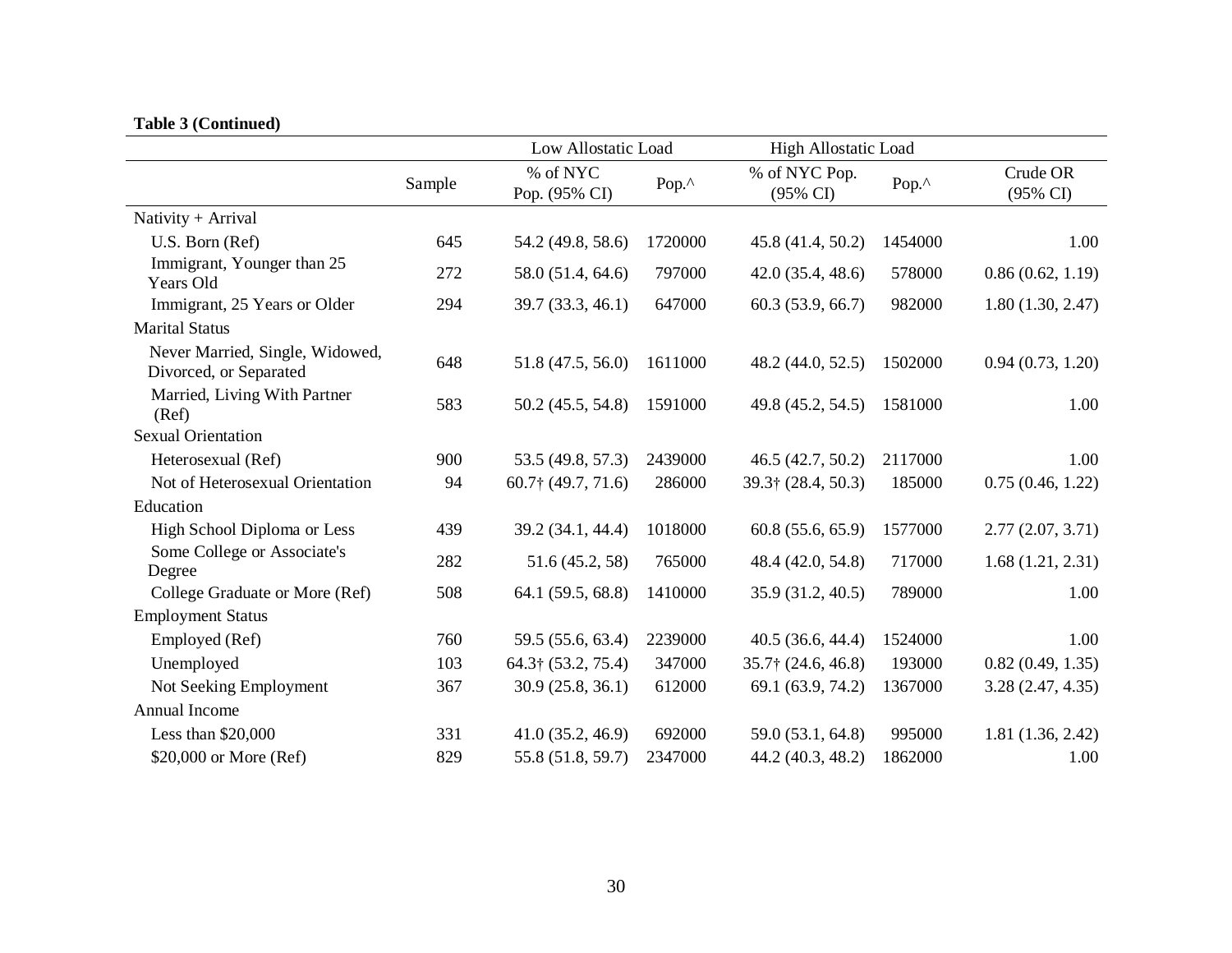**Table 3 (Continued)**

| | Sample | Low Allostatic Load | | High Allostatic Load | | Crude OR (95% CI) |
|---|---|---|---|---|---|---|
| | | % of NYC Pop. (95% CI) | Pop.^ | % of NYC Pop. (95% CI) | Pop.^ | |
| Nativity + Arrival | | | | | | |
| U.S. Born (Ref) | 645 | 54.2 (49.8, 58.6) | 1720000 | 45.8 (41.4, 50.2) | 1454000 | 1.00 |
| Immigrant, Younger than 25 Years Old | 272 | 58.0 (51.4, 64.6) | 797000 | 42.0 (35.4, 48.6) | 578000 | 0.86 (0.62, 1.19) |
| Immigrant, 25 Years or Older | 294 | 39.7 (33.3, 46.1) | 647000 | 60.3 (53.9, 66.7) | 982000 | 1.80 (1.30, 2.47) |
| Marital Status | | | | | | |
| Never Married, Single, Widowed, Divorced, or Separated | 648 | 51.8 (47.5, 56.0) | 1611000 | 48.2 (44.0, 52.5) | 1502000 | 0.94 (0.73, 1.20) |
| Married, Living With Partner (Ref) | 583 | 50.2 (45.5, 54.8) | 1591000 | 49.8 (45.2, 54.5) | 1581000 | 1.00 |
| Sexual Orientation | | | | | | |
| Heterosexual (Ref) | 900 | 53.5 (49.8, 57.3) | 2439000 | 46.5 (42.7, 50.2) | 2117000 | 1.00 |
| Not of Heterosexual Orientation | 94 | 60.7† (49.7, 71.6) | 286000 | 39.3† (28.4, 50.3) | 185000 | 0.75 (0.46, 1.22) |
| Education | | | | | | |
| High School Diploma or Less | 439 | 39.2 (34.1, 44.4) | 1018000 | 60.8 (55.6, 65.9) | 1577000 | 2.77 (2.07, 3.71) |
| Some College or Associate's Degree | 282 | 51.6 (45.2, 58) | 765000 | 48.4 (42.0, 54.8) | 717000 | 1.68 (1.21, 2.31) |
| College Graduate or More (Ref) | 508 | 64.1 (59.5, 68.8) | 1410000 | 35.9 (31.2, 40.5) | 789000 | 1.00 |
| Employment Status | | | | | | |
| Employed (Ref) | 760 | 59.5 (55.6, 63.4) | 2239000 | 40.5 (36.6, 44.4) | 1524000 | 1.00 |
| Unemployed | 103 | 64.3† (53.2, 75.4) | 347000 | 35.7† (24.6, 46.8) | 193000 | 0.82 (0.49, 1.35) |
| Not Seeking Employment | 367 | 30.9 (25.8, 36.1) | 612000 | 69.1 (63.9, 74.2) | 1367000 | 3.28 (2.47, 4.35) |
| Annual Income | | | | | | |
| Less than $20,000 | 331 | 41.0 (35.2, 46.9) | 692000 | 59.0 (53.1, 64.8) | 995000 | 1.81 (1.36, 2.42) |
| $20,000 or More (Ref) | 829 | 55.8 (51.8, 59.7) | 2347000 | 44.2 (40.3, 48.2) | 1862000 | 1.00 |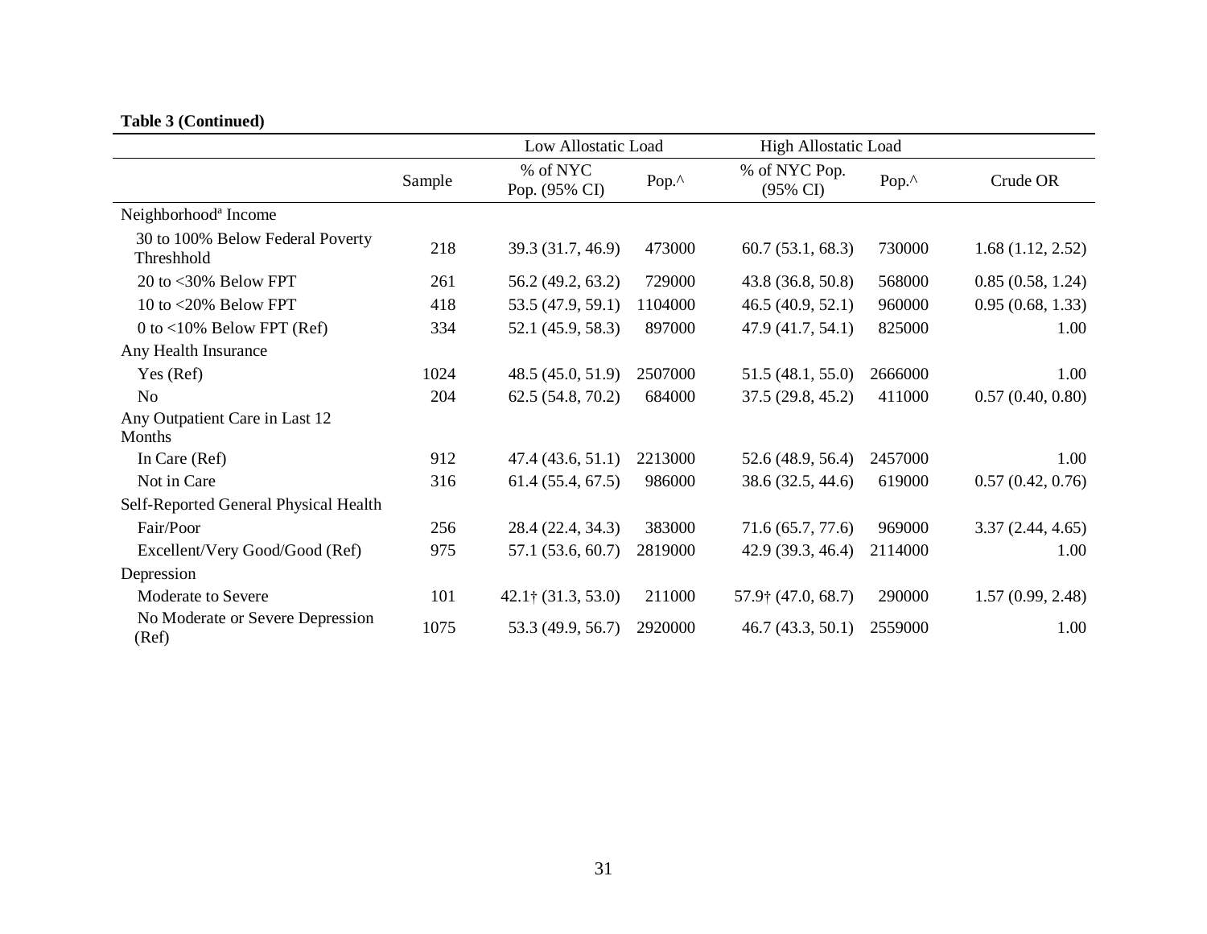**Table 3 (Continued)**

| | Sample | Low Allostatic Load | | High Allostatic Load | | Crude OR |
|---|---|---|---|---|---|---|
| | | % of NYC Pop. (95% CI) | Pop.^ | % of NYC Pop. (95% CI) | Pop.^ | |
| Neighborhood[a] Income | | | | | | |
| 30 to 100% Below Federal Poverty Threshhold | 218 | 39.3 (31.7, 46.9) | 473000 | 60.7 (53.1, 68.3) | 730000 | 1.68 (1.12, 2.52) |
| 20 to <30% Below FPT | 261 | 56.2 (49.2, 63.2) | 729000 | 43.8 (36.8, 50.8) | 568000 | 0.85 (0.58, 1.24) |
| 10 to <20% Below FPT | 418 | 53.5 (47.9, 59.1) | 1104000 | 46.5 (40.9, 52.1) | 960000 | 0.95 (0.68, 1.33) |
| 0 to <10% Below FPT (Ref) | 334 | 52.1 (45.9, 58.3) | 897000 | 47.9 (41.7, 54.1) | 825000 | 1.00 |
| Any Health Insurance | | | | | | |
| Yes (Ref) | 1024 | 48.5 (45.0, 51.9) | 2507000 | 51.5 (48.1, 55.0) | 2666000 | 1.00 |
| No | 204 | 62.5 (54.8, 70.2) | 684000 | 37.5 (29.8, 45.2) | 411000 | 0.57 (0.40, 0.80) |
| Any Outpatient Care in Last 12 Months | | | | | | |
| In Care (Ref) | 912 | 47.4 (43.6, 51.1) | 2213000 | 52.6 (48.9, 56.4) | 2457000 | 1.00 |
| Not in Care | 316 | 61.4 (55.4, 67.5) | 986000 | 38.6 (32.5, 44.6) | 619000 | 0.57 (0.42, 0.76) |
| Self-Reported General Physical Health | | | | | | |
| Fair/Poor | 256 | 28.4 (22.4, 34.3) | 383000 | 71.6 (65.7, 77.6) | 969000 | 3.37 (2.44, 4.65) |
| Excellent/Very Good/Good (Ref) | 975 | 57.1 (53.6, 60.7) | 2819000 | 42.9 (39.3, 46.4) | 2114000 | 1.00 |
| Depression | | | | | | |
| Moderate to Severe | 101 | 42.1† (31.3, 53.0) | 211000 | 57.9† (47.0, 68.7) | 290000 | 1.57 (0.99, 2.48) |
| No Moderate or Severe Depression (Ref) | 1075 | 53.3 (49.9, 56.7) | 2920000 | 46.7 (43.3, 50.1) | 2559000 | 1.00 |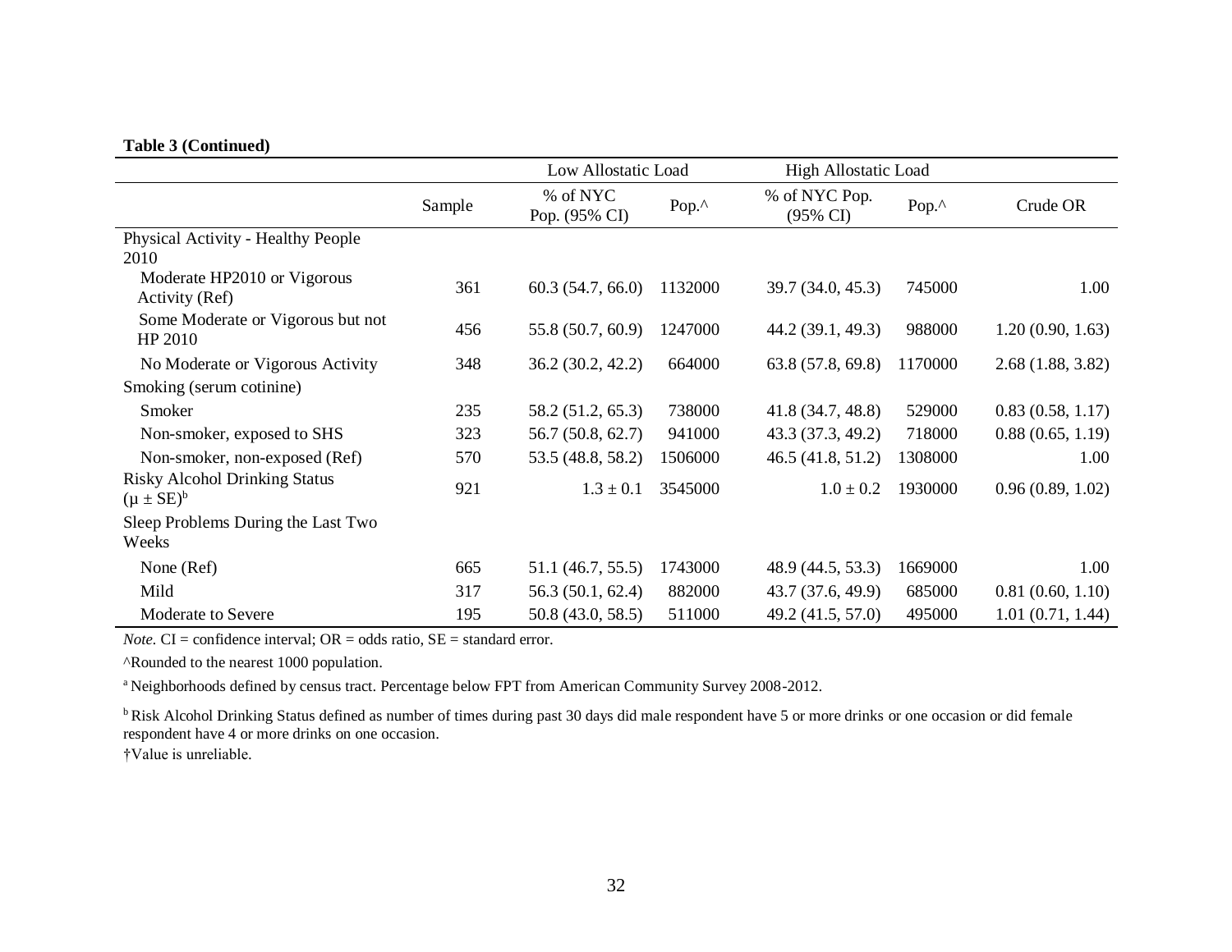**Table 3 (Continued)**

| | | Low Allostatic Load | | High Allostatic Load | | |
|---|---|---|---|---|---|---|
| | Sample | % of NYC Pop. (95% CI) | Pop.^ | % of NYC Pop. (95% CI) | Pop.^ | Crude OR |
| Physical Activity - Healthy People 2010 | | | | | | |
| Moderate HP2010 or Vigorous Activity (Ref) | 361 | 60.3 (54.7, 66.0) | 1132000 | 39.7 (34.0, 45.3) | 745000 | 1.00 |
| Some Moderate or Vigorous but not HP 2010 | 456 | 55.8 (50.7, 60.9) | 1247000 | 44.2 (39.1, 49.3) | 988000 | 1.20 (0.90, 1.63) |
| No Moderate or Vigorous Activity | 348 | 36.2 (30.2, 42.2) | 664000 | 63.8 (57.8, 69.8) | 1170000 | 2.68 (1.88, 3.82) |
| Smoking (serum cotinine) | | | | | | |
| Smoker | 235 | 58.2 (51.2, 65.3) | 738000 | 41.8 (34.7, 48.8) | 529000 | 0.83 (0.58, 1.17) |
| Non-smoker, exposed to SHS | 323 | 56.7 (50.8, 62.7) | 941000 | 43.3 (37.3, 49.2) | 718000 | 0.88 (0.65, 1.19) |
| Non-smoker, non-exposed (Ref) | 570 | 53.5 (48.8, 58.2) | 1506000 | 46.5 (41.8, 51.2) | 1308000 | 1.00 |
| Risky Alcohol Drinking Status (μ ± SE)[b] | 921 | 1.3 ± 0.1 | 3545000 | 1.0 ± 0.2 | 1930000 | 0.96 (0.89, 1.02) |
| Sleep Problems During the Last Two Weeks | | | | | | |
| None (Ref) | 665 | 51.1 (46.7, 55.5) | 1743000 | 48.9 (44.5, 53.3) | 1669000 | 1.00 |
| Mild | 317 | 56.3 (50.1, 62.4) | 882000 | 43.7 (37.6, 49.9) | 685000 | 0.81 (0.60, 1.10) |
| Moderate to Severe | 195 | 50.8 (43.0, 58.5) | 511000 | 49.2 (41.5, 57.0) | 495000 | 1.01 (0.71, 1.44) |

*Note.* CI = confidence interval; OR = odds ratio, SE = standard error.

^Rounded to the nearest 1000 population.

[a] Neighborhoods defined by census tract. Percentage below FPT from American Community Survey 2008-2012.

[b] Risk Alcohol Drinking Status defined as number of times during past 30 days did male respondent have 5 or more drinks or one occasion or did female respondent have 4 or more drinks on one occasion.

†Value is unreliable.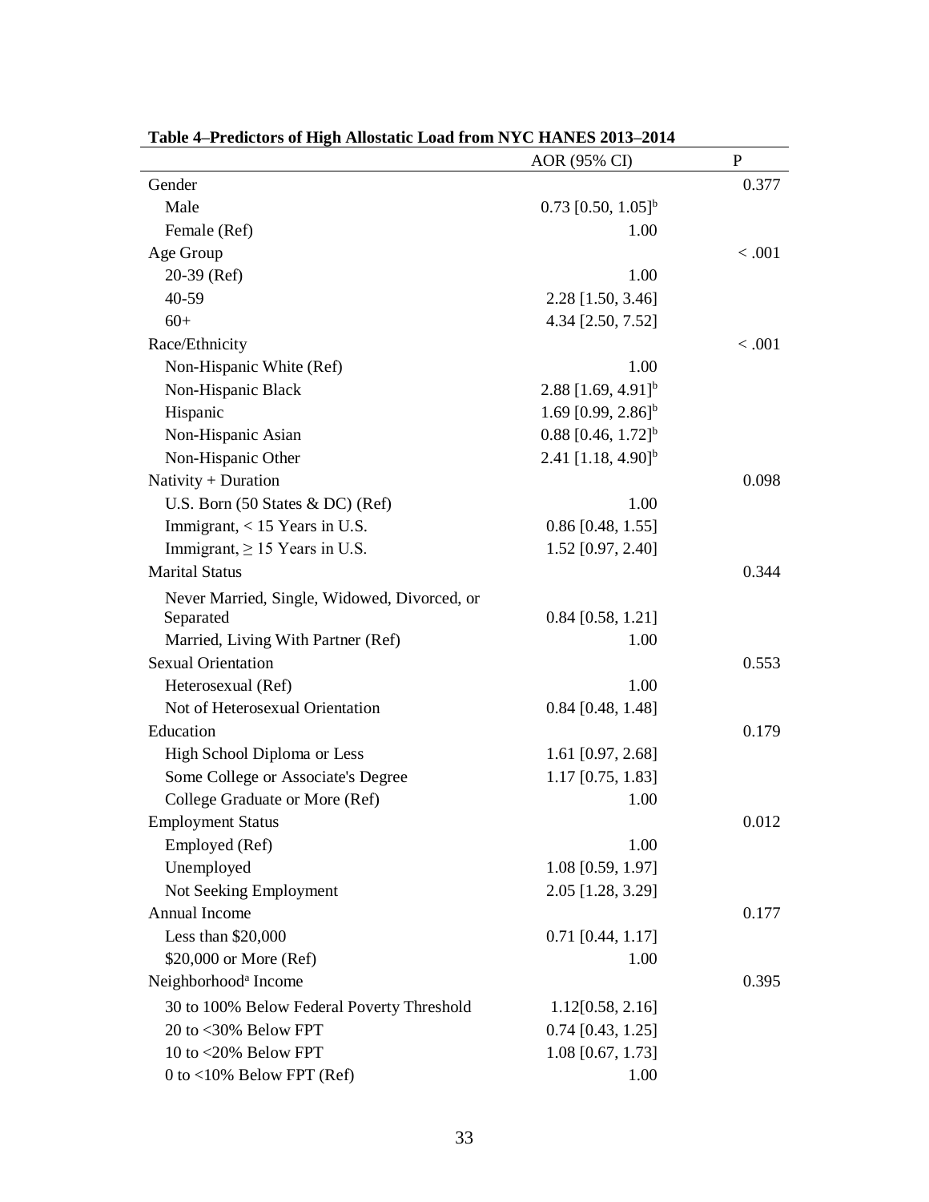**Table 4–Predictors of High Allostatic Load from NYC HANES 2013–2014**

| | AOR (95% CI) | P |
|---|---|---|
| Gender | | 0.377 |
| Male | 0.73 [0.50, 1.05][b] | |
| Female (Ref) | 1.00 | |
| Age Group | | < .001 |
| 20-39 (Ref) | 1.00 | |
| 40-59 | 2.28 [1.50, 3.46] | |
| 60+ | 4.34 [2.50, 7.52] | |
| Race/Ethnicity | | < .001 |
| Non-Hispanic White (Ref) | 1.00 | |
| Non-Hispanic Black | 2.88 [1.69, 4.91][b] | |
| Hispanic | 1.69 [0.99, 2.86][b] | |
| Non-Hispanic Asian | 0.88 [0.46, 1.72][b] | |
| Non-Hispanic Other | 2.41 [1.18, 4.90][b] | |
| Nativity + Duration | | 0.098 |
| U.S. Born (50 States & DC) (Ref) | 1.00 | |
| Immigrant, < 15 Years in U.S. | 0.86 [0.48, 1.55] | |
| Immigrant, ≥ 15 Years in U.S. | 1.52 [0.97, 2.40] | |
| Marital Status | | 0.344 |
| Never Married, Single, Widowed, Divorced, or Separated | 0.84 [0.58, 1.21] | |
| Married, Living With Partner (Ref) | 1.00 | |
| Sexual Orientation | | 0.553 |
| Heterosexual (Ref) | 1.00 | |
| Not of Heterosexual Orientation | 0.84 [0.48, 1.48] | |
| Education | | 0.179 |
| High School Diploma or Less | 1.61 [0.97, 2.68] | |
| Some College or Associate's Degree | 1.17 [0.75, 1.83] | |
| College Graduate or More (Ref) | 1.00 | |
| Employment Status | | 0.012 |
| Employed (Ref) | 1.00 | |
| Unemployed | 1.08 [0.59, 1.97] | |
| Not Seeking Employment | 2.05 [1.28, 3.29] | |
| Annual Income | | 0.177 |
| Less than $20,000 | 0.71 [0.44, 1.17] | |
| $20,000 or More (Ref) | 1.00 | |
| Neighborhood[a] Income | | 0.395 |
| 30 to 100% Below Federal Poverty Threshold | 1.12[0.58, 2.16] | |
| 20 to <30% Below FPT | 0.74 [0.43, 1.25] | |
| 10 to <20% Below FPT | 1.08 [0.67, 1.73] | |
| 0 to <10% Below FPT (Ref) | 1.00 | |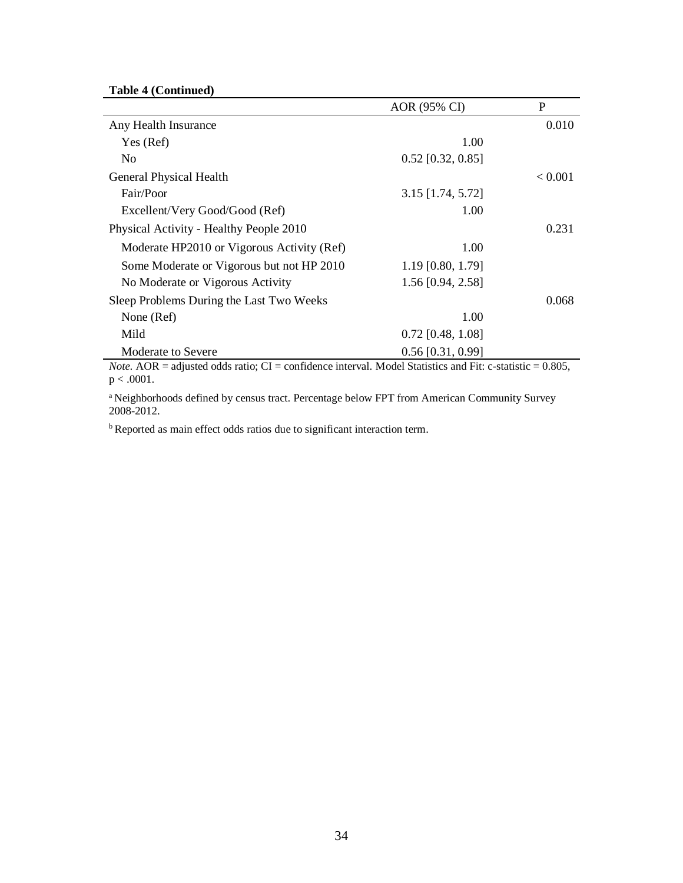**Table 4 (Continued)**

| | AOR (95% CI) | P |
|---|---|---|
| Any Health Insurance | | 0.010 |
| Yes (Ref) | 1.00 | |
| No | 0.52 [0.32, 0.85] | |
| General Physical Health | | < 0.001 |
| Fair/Poor | 3.15 [1.74, 5.72] | |
| Excellent/Very Good/Good (Ref) | 1.00 | |
| Physical Activity - Healthy People 2010 | | 0.231 |
| Moderate HP2010 or Vigorous Activity (Ref) | 1.00 | |
| Some Moderate or Vigorous but not HP 2010 | 1.19 [0.80, 1.79] | |
| No Moderate or Vigorous Activity | 1.56 [0.94, 2.58] | |
| Sleep Problems During the Last Two Weeks | | 0.068 |
| None (Ref) | 1.00 | |
| Mild | 0.72 [0.48, 1.08] | |
| Moderate to Severe | 0.56 [0.31, 0.99] | |

*Note.* AOR = adjusted odds ratio; CI = confidence interval. Model Statistics and Fit: c-statistic = 0.805, $p < .0001$.

[a] Neighborhoods defined by census tract. Percentage below FPT from American Community Survey 2008-2012.

[b] Reported as main effect odds ratios due to significant interaction term.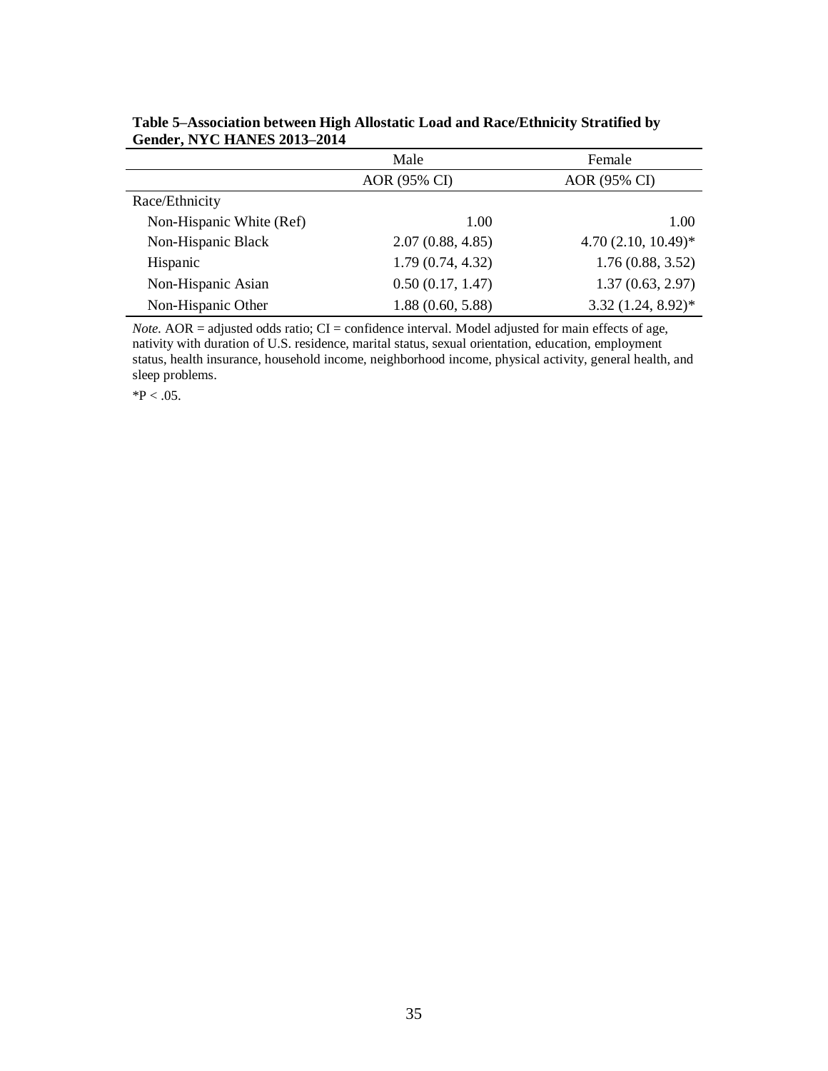**Table 5–Association between High Allostatic Load and Race/Ethnicity Stratified by Gender, NYC HANES 2013–2014**

| | Male | Female |
|---|---|---|
| | AOR (95% CI) | AOR (95% CI) |
| Race/Ethnicity | | |
| Non-Hispanic White (Ref) | 1.00 | 1.00 |
| Non-Hispanic Black | 2.07 (0.88, 4.85) | 4.70 (2.10, 10.49)* |
| Hispanic | 1.79 (0.74, 4.32) | 1.76 (0.88, 3.52) |
| Non-Hispanic Asian | 0.50 (0.17, 1.47) | 1.37 (0.63, 2.97) |
| Non-Hispanic Other | 1.88 (0.60, 5.88) | 3.32 (1.24, 8.92)* |

*Note.* AOR = adjusted odds ratio; CI = confidence interval. Model adjusted for main effects of age, nativity with duration of U.S. residence, marital status, sexual orientation, education, employment status, health insurance, household income, neighborhood income, physical activity, general health, and sleep problems.

*P < .05.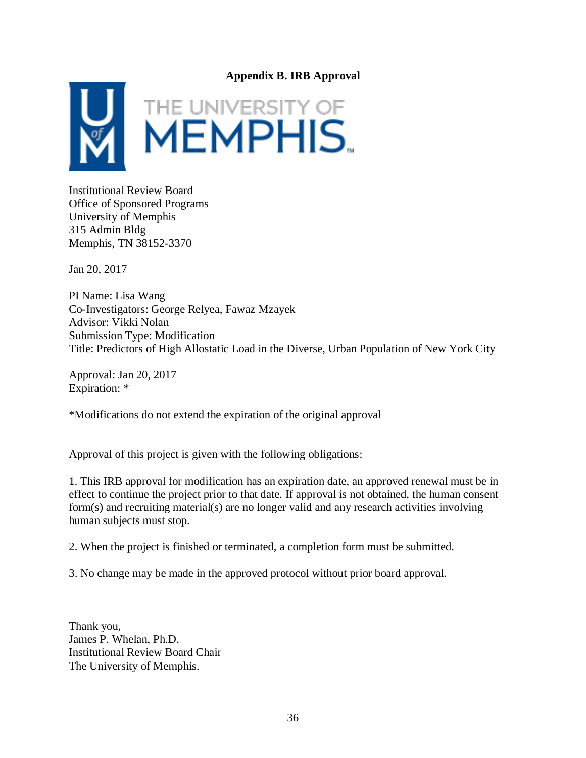**Appendix B. IRB Approval**

THE UNIVERSITY OF MEMPHIS.

Institutional Review Board
Office of Sponsored Programs
University of Memphis
315 Admin Bldg
Memphis, TN 38152-3370

Jan 20, 2017

PI Name: Lisa Wang
Co-Investigators: George Relyea, Fawaz Mzayek
Advisor: Vikki Nolan
Submission Type: Modification
Title: Predictors of High Allostatic Load in the Diverse, Urban Population of New York City

Approval: Jan 20, 2017
Expiration: *

*Modifications do not extend the expiration of the original approval

Approval of this project is given with the following obligations:

1. This IRB approval for modification has an expiration date, an approved renewal must be in effect to continue the project prior to that date. If approval is not obtained, the human consent form(s) and recruiting material(s) are no longer valid and any research activities involving human subjects must stop.

2. When the project is finished or terminated, a completion form must be submitted.

3. No change may be made in the approved protocol without prior board approval.

Thank you,
James P. Whelan, Ph.D.
Institutional Review Board Chair
The University of Memphis.